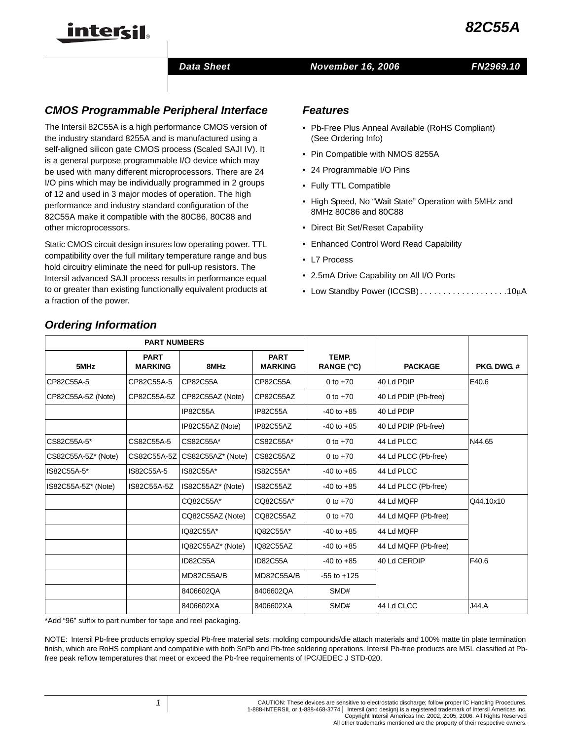# 82C55A

Data Sheet | November 16, 2006 | FN2969.10

## CMOS Programmable Peripheral Interface

The Intersil 82C55A is a high performance CMOS version of the industry standard 8255A and is manufactured using a self-aligned silicon gate CMOS process (Scaled SAJI IV). It is a general purpose programmable I/O device which may be used with many different microprocessors. There are 24 I/O pins which may be individually programmed in 2 groups of 12 and used in 3 major modes of operation. The high performance and industry standard configuration of the 82C55A make it compatible with the 80C86, 80C88 and other microprocessors.

Static CMOS circuit design insures low operating power. TTL compatibility over the full military temperature range and bus hold circuitry eliminate the need for pull-up resistors. The Intersil advanced SAJI process results in performance equal to or greater than existing functionally equivalent products at a fraction of the power.

## Features

- Pb-Free Plus Anneal Available (RoHS Compliant) (See Ordering Info)
- Pin Compatible with NMOS 8255A
- 24 Programmable I/O Pins
- Fully TTL Compatible
- High Speed, No "Wait State" Operation with 5MHz and 8MHz 80C86 and 80C88
- Direct Bit Set/Reset Capability
- Enhanced Control Word Read Capability
- L7 Process
- 2.5mA Drive Capability on All I/O Ports
- Low Standby Power (ICCSB) . . . . . . . . . . . . . . . . . . .10μA

## Ordering Information

| PART NUMBERS | | | | | | |
|---|---|---|---|---|---|---|
| 5MHz | PART MARKING | 8MHz | PART MARKING | TEMP. RANGE (°C) | PACKAGE | PKG. DWG. # |
| CP82C55A-5 | CP82C55A-5 | CP82C55A | CP82C55A | 0 to +70 | 40 Ld PDIP | E40.6 |
| CP82C55A-5Z (Note) | CP82C55A-5Z | CP82C55AZ (Note) | CP82C55AZ | 0 to +70 | 40 Ld PDIP (Pb-free) | |
| | | IP82C55A | IP82C55A | -40 to +85 | 40 Ld PDIP | |
| | | IP82C55AZ (Note) | IP82C55AZ | -40 to +85 | 40 Ld PDIP (Pb-free) | |
| CS82C55A-5* | CS82C55A-5 | CS82C55A* | CS82C55A* | 0 to +70 | 44 Ld PLCC | N44.65 |
| CS82C55A-5Z* (Note) | CS82C55A-5Z | CS82C55AZ* (Note) | CS82C55AZ | 0 to +70 | 44 Ld PLCC (Pb-free) | |
| IS82C55A-5* | IS82C55A-5 | IS82C55A* | IS82C55A* | -40 to +85 | 44 Ld PLCC | |
| IS82C55A-5Z* (Note) | IS82C55A-5Z | IS82C55AZ* (Note) | IS82C55AZ | -40 to +85 | 44 Ld PLCC (Pb-free) | |
| | | CQ82C55A* | CQ82C55A* | 0 to +70 | 44 Ld MQFP | Q44.10x10 |
| | | CQ82C55AZ (Note) | CQ82C55AZ | 0 to +70 | 44 Ld MQFP (Pb-free) | |
| | | IQ82C55A* | IQ82C55A* | -40 to +85 | 44 Ld MQFP | |
| | | IQ82C55AZ* (Note) | IQ82C55AZ | -40 to +85 | 44 Ld MQFP (Pb-free) | |
| | | ID82C55A | ID82C55A | -40 to +85 | 40 Ld CERDIP | F40.6 |
| | | MD82C55A/B | MD82C55A/B | -55 to +125 | | |
| | | 8406602QA | 8406602QA | SMD# | | |
| | | 8406602XA | 8406602XA | SMD# | 44 Ld CLCC | J44.A |

*Add "96" suffix to part number for tape and reel packaging.

NOTE: Intersil Pb-free products employ special Pb-free material sets; molding compounds/die attach materials and 100% matte tin plate termination finish, which are RoHS compliant and compatible with both SnPb and Pb-free soldering operations. Intersil Pb-free products are MSL classified at Pb-free peak reflow temperatures that meet or exceed the Pb-free requirements of IPC/JEDEC J STD-020.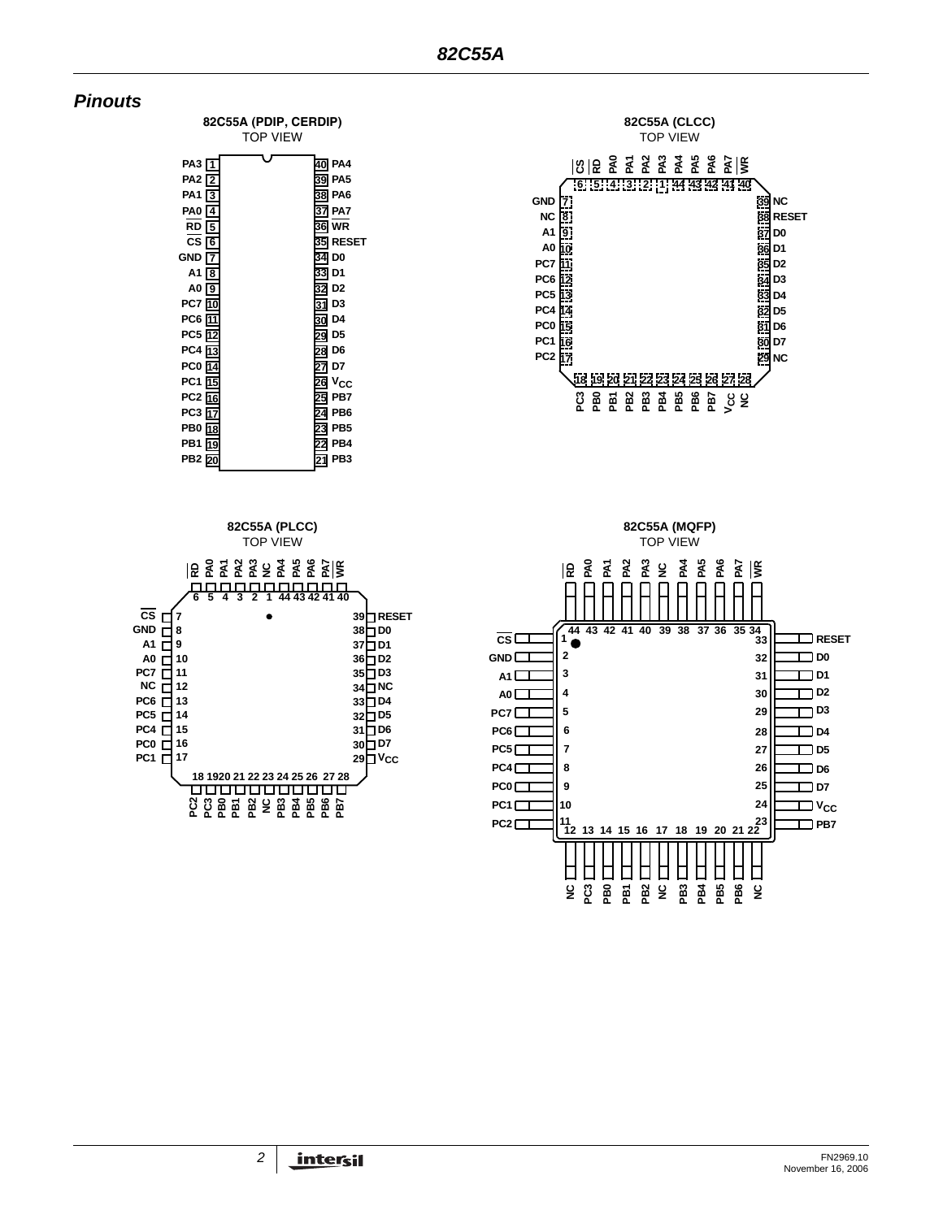## Pinouts

**82C55A (PDIP, CERDIP)**
TOP VIEW

| Pin | Name | Pin | Name |
|---|---|---|---|
| 1 | PA3 | 40 | PA4 |
| 2 | PA2 | 39 | PA5 |
| 3 | PA1 | 38 | PA6 |
| 4 | PA0 | 37 | PA7 |
| 5 | $\overline{RD}$ | 36 | $\overline{WR}$ |
| 6 | $\overline{CS}$ | 35 | RESET |
| 7 | GND | 34 | D0 |
| 8 | A1 | 33 | D1 |
| 9 | A0 | 32 | D2 |
| 10 | PC7 | 31 | D3 |
| 11 | PC6 | 30 | D4 |
| 12 | PC5 | 29 | D5 |
| 13 | PC4 | 28 | D6 |
| 14 | PC0 | 27 | D7 |
| 15 | PC1 | 26 | $V_{CC}$ |
| 16 | PC2 | 25 | PB7 |
| 17 | PC3 | 24 | PB6 |
| 18 | PB0 | 23 | PB5 |
| 19 | PB1 | 22 | PB4 |
| 20 | PB2 | 21 | PB3 |

**82C55A (CLCC)**
TOP VIEW

| Pin | Name | Pin | Name | Pin | Name | Pin | Name |
|---|---|---|---|---|---|---|---|
| 1 | PA3 | 12 | PC6 | 23 | PB4 | 34 | D3 |
| 2 | PA2 | 13 | PC5 | 24 | PB5 | 35 | D2 |
| 3 | PA1 | 14 | PC4 | 25 | PB6 | 36 | D1 |
| 4 | PA0 | 15 | PC0 | 26 | PB7 | 37 | D0 |
| 5 | $\overline{RD}$ | 16 | PC1 | 27 | $V_{CC}$ | 38 | RESET |
| 6 | $\overline{CS}$ | 17 | PC2 | 28 | NC | 39 | NC |
| 7 | GND | 18 | PC3 | 29 | NC | 40 | $\overline{WR}$ |
| 8 | NC | 19 | PB0 | 30 | D7 | 41 | PA7 |
| 9 | A1 | 20 | PB1 | 31 | D6 | 42 | PA6 |
| 10 | A0 | 21 | PB2 | 32 | D5 | 43 | PA5 |
| 11 | PC7 | 22 | PB3 | 33 | D4 | 44 | PA4 |

**82C55A (PLCC)**
TOP VIEW

| Pin | Name | Pin | Name | Pin | Name | Pin | Name |
|---|---|---|---|---|---|---|---|
| 1 | NC | 12 | NC | 23 | NC | 34 | NC |
| 2 | PA3 | 13 | PC6 | 24 | PB3 | 35 | D3 |
| 3 | PA2 | 14 | PC5 | 25 | PB4 | 36 | D2 |
| 4 | PA1 | 15 | PC4 | 26 | PB5 | 37 | D1 |
| 5 | PA0 | 16 | PC0 | 27 | PB6 | 38 | D0 |
| 6 | $\overline{RD}$ | 17 | PC1 | 28 | PB7 | 39 | RESET |
| 7 | $\overline{CS}$ | 18 | PC2 | 29 | $V_{CC}$ | 40 | $\overline{WR}$ |
| 8 | GND | 19 | PC3 | 30 | D7 | 41 | PA7 |
| 9 | A1 | 20 | PB0 | 31 | D6 | 42 | PA6 |
| 10 | A0 | 21 | PB1 | 32 | D5 | 43 | PA5 |
| 11 | PC7 | 22 | PB2 | 33 | D4 | 44 | PA4 |

**82C55A (MQFP)**
TOP VIEW

| Pin | Name | Pin | Name | Pin | Name | Pin | Name |
|---|---|---|---|---|---|---|---|
| 1 | $\overline{CS}$ | 12 | NC | 23 | PB7 | 34 | $\overline{WR}$ |
| 2 | GND | 13 | PC3 | 24 | $V_{CC}$ | 35 | PA7 |
| 3 | A1 | 14 | PB0 | 25 | D7 | 36 | PA6 |
| 4 | A0 | 15 | PB1 | 26 | D6 | 37 | PA5 |
| 5 | PC7 | 16 | PB2 | 27 | D5 | 38 | PA4 |
| 6 | PC6 | 17 | NC | 28 | D4 | 39 | NC |
| 7 | PC5 | 18 | PB3 | 29 | D3 | 40 | PA3 |
| 8 | PC4 | 19 | PB4 | 30 | D2 | 41 | PA2 |
| 9 | PC0 | 20 | PB5 | 31 | D1 | 42 | PA1 |
| 10 | PC1 | 21 | PB6 | 32 | D0 | 43 | PA0 |
| 11 | PC2 | 22 | NC | 33 | RESET | 44 | $\overline{RD}$ |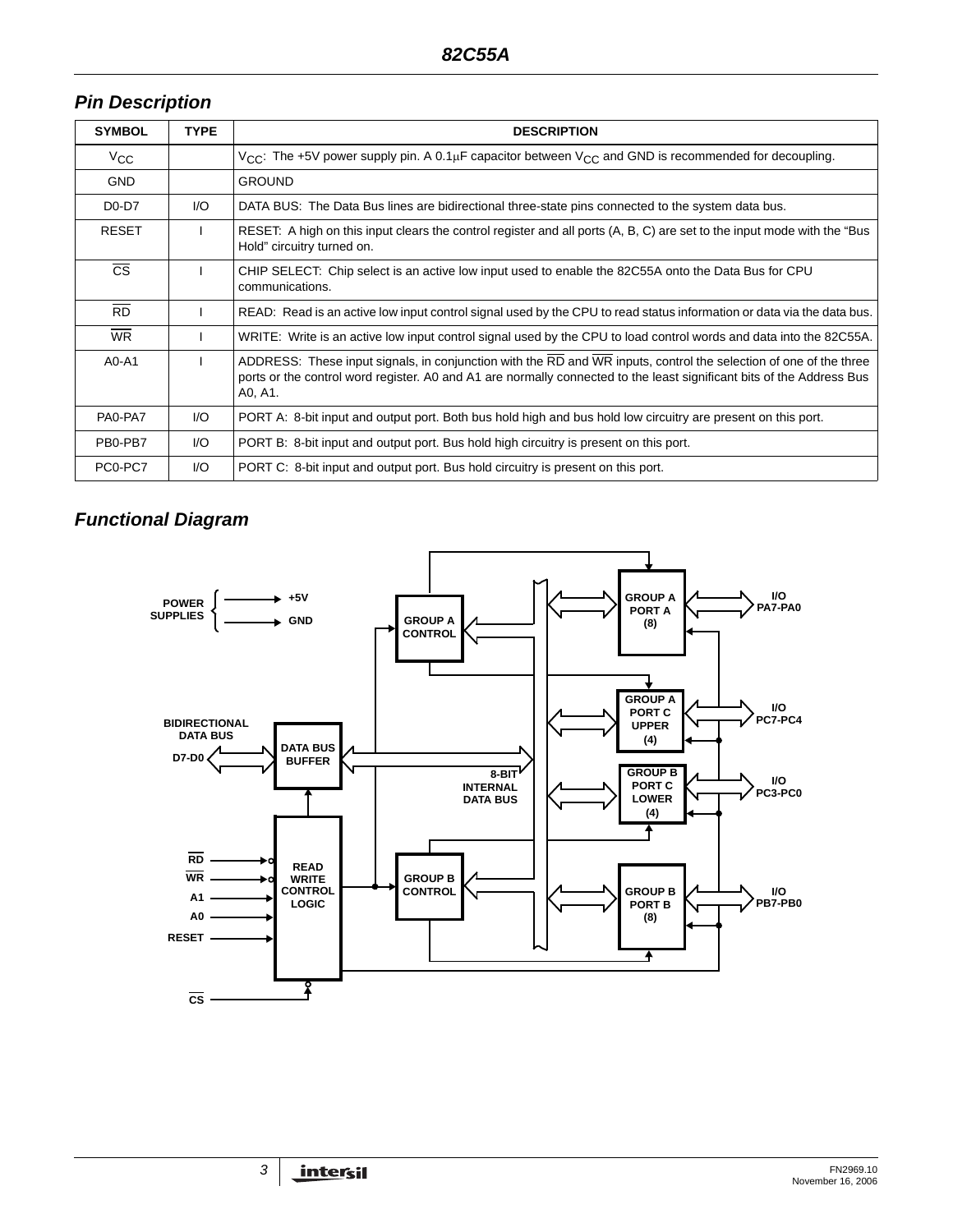## Pin Description

| SYMBOL | TYPE | DESCRIPTION |
|---|---|---|
| $V_{CC}$ | | $V_{CC}$: The +5V power supply pin. A 0.1μF capacitor between $V_{CC}$ and GND is recommended for decoupling. |
| GND | | GROUND |
| D0-D7 | I/O | DATA BUS: The Data Bus lines are bidirectional three-state pins connected to the system data bus. |
| RESET | I | RESET: A high on this input clears the control register and all ports (A, B, C) are set to the input mode with the "Bus Hold" circuitry turned on. |
| $\overline{CS}$ | I | CHIP SELECT: Chip select is an active low input used to enable the 82C55A onto the Data Bus for CPU communications. |
| $\overline{RD}$ | I | READ: Read is an active low input control signal used by the CPU to read status information or data via the data bus. |
| $\overline{WR}$ | I | WRITE: Write is an active low input control signal used by the CPU to load control words and data into the 82C55A. |
| A0-A1 | I | ADDRESS: These input signals, in conjunction with the $\overline{RD}$ and $\overline{WR}$ inputs, control the selection of one of the three ports or the control word register. A0 and A1 are normally connected to the least significant bits of the Address Bus A0, A1. |
| PA0-PA7 | I/O | PORT A: 8-bit input and output port. Both bus hold high and bus hold low circuitry are present on this port. |
| PB0-PB7 | I/O | PORT B: 8-bit input and output port. Bus hold high circuitry is present on this port. |
| PC0-PC7 | I/O | PORT C: 8-bit input and output port. Bus hold circuitry is present on this port. |

## Functional Diagram

POWER SUPPLIES: +5V, GND

BIDIRECTIONAL DATA BUS D7-D0 — DATA BUS BUFFER — 8-BIT INTERNAL DATA BUS

$\overline{RD}$, $\overline{WR}$, A1, A0, RESET, $\overline{CS}$ — READ WRITE CONTROL LOGIC

GROUP A CONTROL — GROUP A PORT A (8) — I/O PA7-PA0

GROUP A PORT C UPPER (4) — I/O PC7-PC4

GROUP B CONTROL — GROUP B PORT C LOWER (4) — I/O PC3-PC0

GROUP B PORT B (8) — I/O PB7-PB0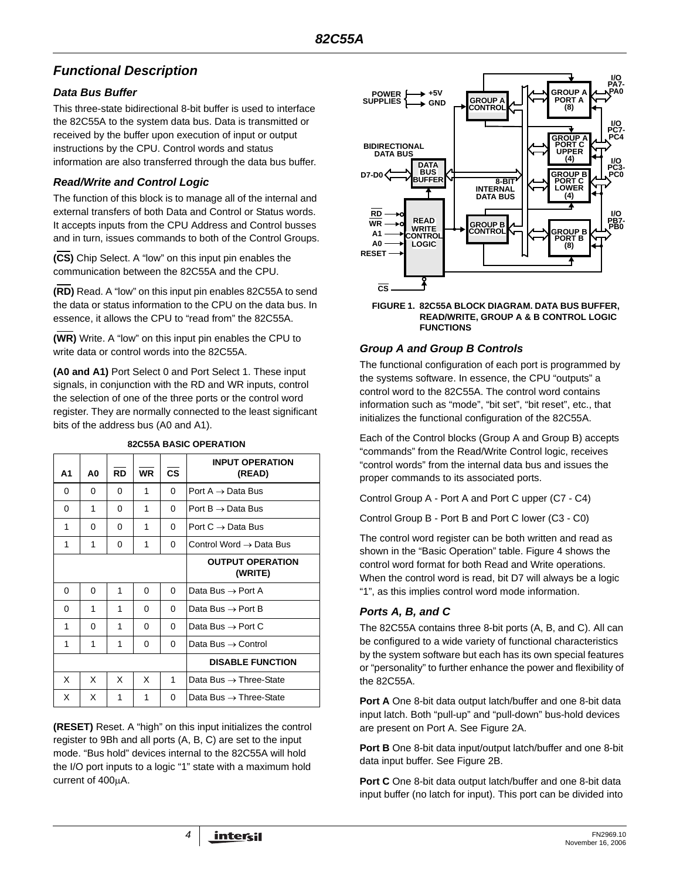## Functional Description

### Data Bus Buffer

This three-state bidirectional 8-bit buffer is used to interface the 82C55A to the system data bus. Data is transmitted or received by the buffer upon execution of input or output instructions by the CPU. Control words and status information are also transferred through the data bus buffer.

### Read/Write and Control Logic

The function of this block is to manage all of the internal and external transfers of both Data and Control or Status words. It accepts inputs from the CPU Address and Control busses and in turn, issues commands to both of the Control Groups.

**(CS)** Chip Select. A "low" on this input pin enables the communication between the 82C55A and the CPU.

**(RD)** Read. A "low" on this input pin enables 82C55A to send the data or status information to the CPU on the data bus. In essence, it allows the CPU to "read from" the 82C55A.

**(WR)** Write. A "low" on this input pin enables the CPU to write data or control words into the 82C55A.

**(A0 and A1)** Port Select 0 and Port Select 1. These input signals, in conjunction with the RD and WR inputs, control the selection of one of the three ports or the control word register. They are normally connected to the least significant bits of the address bus (A0 and A1).

**82C55A BASIC OPERATION**

| A1 | A0 | RD | WR | CS | INPUT OPERATION (READ) |
|---|---|---|---|---|---|
| 0 | 0 | 0 | 1 | 0 | Port A → Data Bus |
| 0 | 1 | 0 | 1 | 0 | Port B → Data Bus |
| 1 | 0 | 0 | 1 | 0 | Port C → Data Bus |
| 1 | 1 | 0 | 1 | 0 | Control Word → Data Bus |
| | | | | | **OUTPUT OPERATION (WRITE)** |
| 0 | 0 | 1 | 0 | 0 | Data Bus → Port A |
| 0 | 1 | 1 | 0 | 0 | Data Bus → Port B |
| 1 | 0 | 1 | 0 | 0 | Data Bus → Port C |
| 1 | 1 | 1 | 0 | 0 | Data Bus → Control |
| | | | | | **DISABLE FUNCTION** |
| X | X | X | X | 1 | Data Bus → Three-State |
| X | X | 1 | 1 | 0 | Data Bus → Three-State |

**(RESET)** Reset. A "high" on this input initializes the control register to 9Bh and all ports (A, B, C) are set to the input mode. "Bus hold" devices internal to the 82C55A will hold the I/O port inputs to a logic "1" state with a maximum hold current of 400μA.

FIGURE 1. 82C55A BLOCK DIAGRAM. DATA BUS BUFFER, READ/WRITE, GROUP A & B CONTROL LOGIC FUNCTIONS

### Group A and Group B Controls

The functional configuration of each port is programmed by the systems software. In essence, the CPU "outputs" a control word to the 82C55A. The control word contains information such as "mode", "bit set", "bit reset", etc., that initializes the functional configuration of the 82C55A.

Each of the Control blocks (Group A and Group B) accepts "commands" from the Read/Write Control logic, receives "control words" from the internal data bus and issues the proper commands to its associated ports.

Control Group A - Port A and Port C upper (C7 - C4)

Control Group B - Port B and Port C lower (C3 - C0)

The control word register can be both written and read as shown in the "Basic Operation" table. Figure 4 shows the control word format for both Read and Write operations. When the control word is read, bit D7 will always be a logic "1", as this implies control word mode information.

### Ports A, B, and C

The 82C55A contains three 8-bit ports (A, B, and C). All can be configured to a wide variety of functional characteristics by the system software but each has its own special features or "personality" to further enhance the power and flexibility of the 82C55A.

**Port A** One 8-bit data output latch/buffer and one 8-bit data input latch. Both "pull-up" and "pull-down" bus-hold devices are present on Port A. See Figure 2A.

**Port B** One 8-bit data input/output latch/buffer and one 8-bit data input buffer. See Figure 2B.

**Port C** One 8-bit data output latch/buffer and one 8-bit data input buffer (no latch for input). This port can be divided into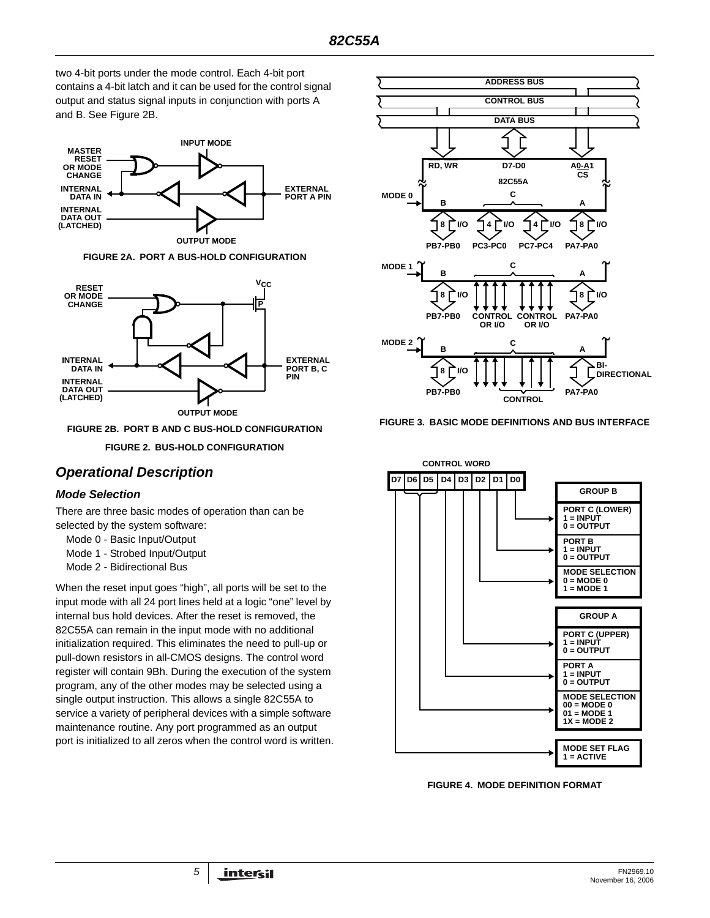two 4-bit ports under the mode control. Each 4-bit port contains a 4-bit latch and it can be used for the control signal output and status signal inputs in conjunction with ports A and B. See Figure 2B.

FIGURE 2A. PORT A BUS-HOLD CONFIGURATION

FIGURE 2B. PORT B AND C BUS-HOLD CONFIGURATION

FIGURE 2. BUS-HOLD CONFIGURATION

## Operational Description

### Mode Selection

There are three basic modes of operation than can be selected by the system software:

Mode 0 - Basic Input/Output

Mode 1 - Strobed Input/Output

Mode 2 - Bidirectional Bus

When the reset input goes "high", all ports will be set to the input mode with all 24 port lines held at a logic "one" level by internal bus hold devices. After the reset is removed, the 82C55A can remain in the input mode with no additional initialization required. This eliminates the need to pull-up or pull-down resistors in all-CMOS designs. The control word register will contain 9Bh. During the execution of the system program, any of the other modes may be selected using a single output instruction. This allows a single 82C55A to service a variety of peripheral devices with a simple software maintenance routine. Any port programmed as an output port is initialized to all zeros when the control word is written.

FIGURE 3. BASIC MODE DEFINITIONS AND BUS INTERFACE

FIGURE 4. MODE DEFINITION FORMAT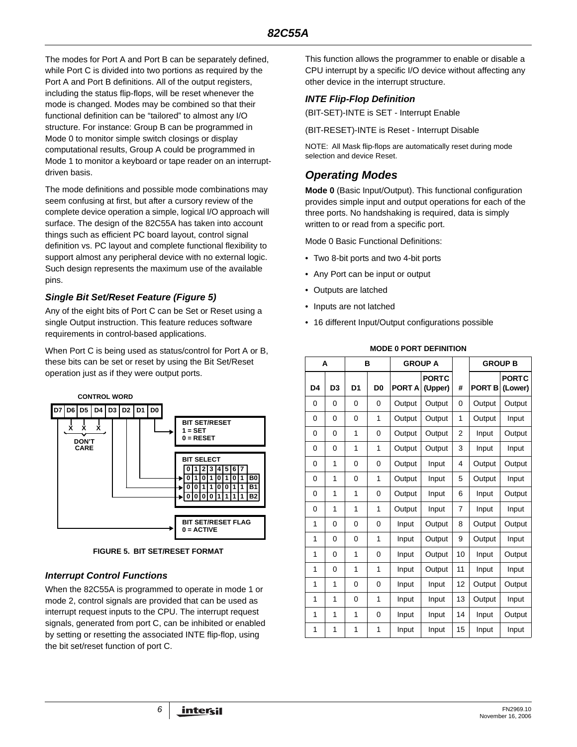The modes for Port A and Port B can be separately defined, while Port C is divided into two portions as required by the Port A and Port B definitions. All of the output registers, including the status flip-flops, will be reset whenever the mode is changed. Modes may be combined so that their functional definition can be "tailored" to almost any I/O structure. For instance: Group B can be programmed in Mode 0 to monitor simple switch closings or display computational results, Group A could be programmed in Mode 1 to monitor a keyboard or tape reader on an interrupt-driven basis.

The mode definitions and possible mode combinations may seem confusing at first, but after a cursory review of the complete device operation a simple, logical I/O approach will surface. The design of the 82C55A has taken into account things such as efficient PC board layout, control signal definition vs. PC layout and complete functional flexibility to support almost any peripheral device with no external logic. Such design represents the maximum use of the available pins.

### *Single Bit Set/Reset Feature (Figure 5)*

Any of the eight bits of Port C can be Set or Reset using a single Output instruction. This feature reduces software requirements in control-based applications.

When Port C is being used as status/control for Port A or B, these bits can be set or reset by using the Bit Set/Reset operation just as if they were output ports.

CONTROL WORD

| D7 | D6 | D5 | D4 | D3 | D2 | D1 | D0 |
|---|---|---|---|---|---|---|---|
| | X | X | X | | | | |

- D6, D5, D4: DON'T CARE
- D0: BIT SET/RESET — 1 = SET, 0 = RESET
- D3, D2, D1: BIT SELECT
- D7: BIT SET/RESET FLAG — 0 = ACTIVE

BIT SELECT

| | 0 | 1 | 2 | 3 | 4 | 5 | 6 | 7 |
|---|---|---|---|---|---|---|---|---|
| B0 | 0 | 1 | 0 | 1 | 0 | 1 | 0 | 1 |
| B1 | 0 | 0 | 1 | 1 | 0 | 0 | 1 | 1 |
| B2 | 0 | 0 | 0 | 0 | 1 | 1 | 1 | 1 |

**FIGURE 5. BIT SET/RESET FORMAT**

### *Interrupt Control Functions*

When the 82C55A is programmed to operate in mode 1 or mode 2, control signals are provided that can be used as interrupt request inputs to the CPU. The interrupt request signals, generated from port C, can be inhibited or enabled by setting or resetting the associated INTE flip-flop, using the bit set/reset function of port C.

This function allows the programmer to enable or disable a CPU interrupt by a specific I/O device without affecting any other device in the interrupt structure.

### *INTE Flip-Flop Definition*

(BIT-SET)-INTE is SET - Interrupt Enable

(BIT-RESET)-INTE is Reset - Interrupt Disable

NOTE: All Mask flip-flops are automatically reset during mode selection and device Reset.

## *Operating Modes*

**Mode 0** (Basic Input/Output). This functional configuration provides simple input and output operations for each of the three ports. No handshaking is required, data is simply written to or read from a specific port.

Mode 0 Basic Functional Definitions:

- Two 8-bit ports and two 4-bit ports
- Any Port can be input or output
- Outputs are latched
- Inputs are not latched
- 16 different Input/Output configurations possible

**MODE 0 PORT DEFINITION**

| A | | B | | GROUP A | | | GROUP B | |
|---|---|---|---|---|---|---|---|---|
| D4 | D3 | D1 | D0 | PORT A | PORT C (Upper) | # | PORT B | PORT C (Lower) |
| 0 | 0 | 0 | 0 | Output | Output | 0 | Output | Output |
| 0 | 0 | 0 | 1 | Output | Output | 1 | Output | Input |
| 0 | 0 | 1 | 0 | Output | Output | 2 | Input | Output |
| 0 | 0 | 1 | 1 | Output | Output | 3 | Input | Input |
| 0 | 1 | 0 | 0 | Output | Input | 4 | Output | Output |
| 0 | 1 | 0 | 1 | Output | Input | 5 | Output | Input |
| 0 | 1 | 1 | 0 | Output | Input | 6 | Input | Output |
| 0 | 1 | 1 | 1 | Output | Input | 7 | Input | Input |
| 1 | 0 | 0 | 0 | Input | Output | 8 | Output | Output |
| 1 | 0 | 0 | 1 | Input | Output | 9 | Output | Input |
| 1 | 0 | 1 | 0 | Input | Output | 10 | Input | Output |
| 1 | 0 | 1 | 1 | Input | Output | 11 | Input | Input |
| 1 | 1 | 0 | 0 | Input | Input | 12 | Output | Output |
| 1 | 1 | 0 | 1 | Input | Input | 13 | Output | Input |
| 1 | 1 | 1 | 0 | Input | Input | 14 | Input | Output |
| 1 | 1 | 1 | 1 | Input | Input | 15 | Input | Input |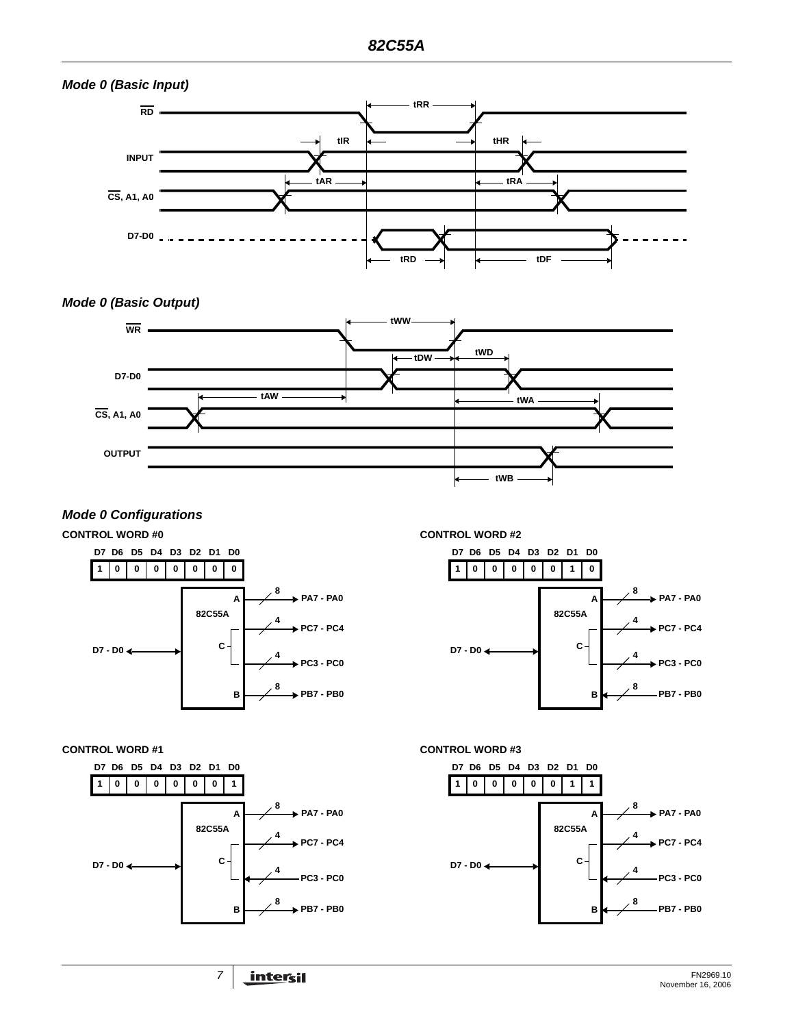### Mode 0 (Basic Input)

RD, INPUT, CS, A1, A0, D7-D0

tRR, tIR, tHR, tAR, tRA, tRD, tDF

### Mode 0 (Basic Output)

WR, D7-D0, CS, A1, A0, OUTPUT

tWW, tDW, tWD, tAW, tWA, tWB

### Mode 0 Configurations

**CONTROL WORD #0**

| D7 | D6 | D5 | D4 | D3 | D2 | D1 | D0 |
|---|---|---|---|---|---|---|---|
| 1 | 0 | 0 | 0 | 0 | 0 | 0 | 0 |

82C55A: D7 - D0 ↔; A → PA7 - PA0 (8); C → PC7 - PC4 (4); C → PC3 - PC0 (4); B → PB7 - PB0 (8)

**CONTROL WORD #1**

| D7 | D6 | D5 | D4 | D3 | D2 | D1 | D0 |
|---|---|---|---|---|---|---|---|
| 1 | 0 | 0 | 0 | 0 | 0 | 0 | 1 |

82C55A: D7 - D0 ↔; A → PA7 - PA0 (8); C → PC7 - PC4 (4); C ← PC3 - PC0 (4); B → PB7 - PB0 (8)

**CONTROL WORD #2**

| D7 | D6 | D5 | D4 | D3 | D2 | D1 | D0 |
|---|---|---|---|---|---|---|---|
| 1 | 0 | 0 | 0 | 0 | 0 | 1 | 0 |

82C55A: D7 - D0 ↔; A → PA7 - PA0 (8); C → PC7 - PC4 (4); C → PC3 - PC0 (4); B ← PB7 - PB0 (8)

**CONTROL WORD #3**

| D7 | D6 | D5 | D4 | D3 | D2 | D1 | D0 |
|---|---|---|---|---|---|---|---|
| 1 | 0 | 0 | 0 | 0 | 0 | 1 | 1 |

82C55A: D7 - D0 ↔; A → PA7 - PA0 (8); C → PC7 - PC4 (4); C ← PC3 - PC0 (4); B ← PB7 - PB0 (8)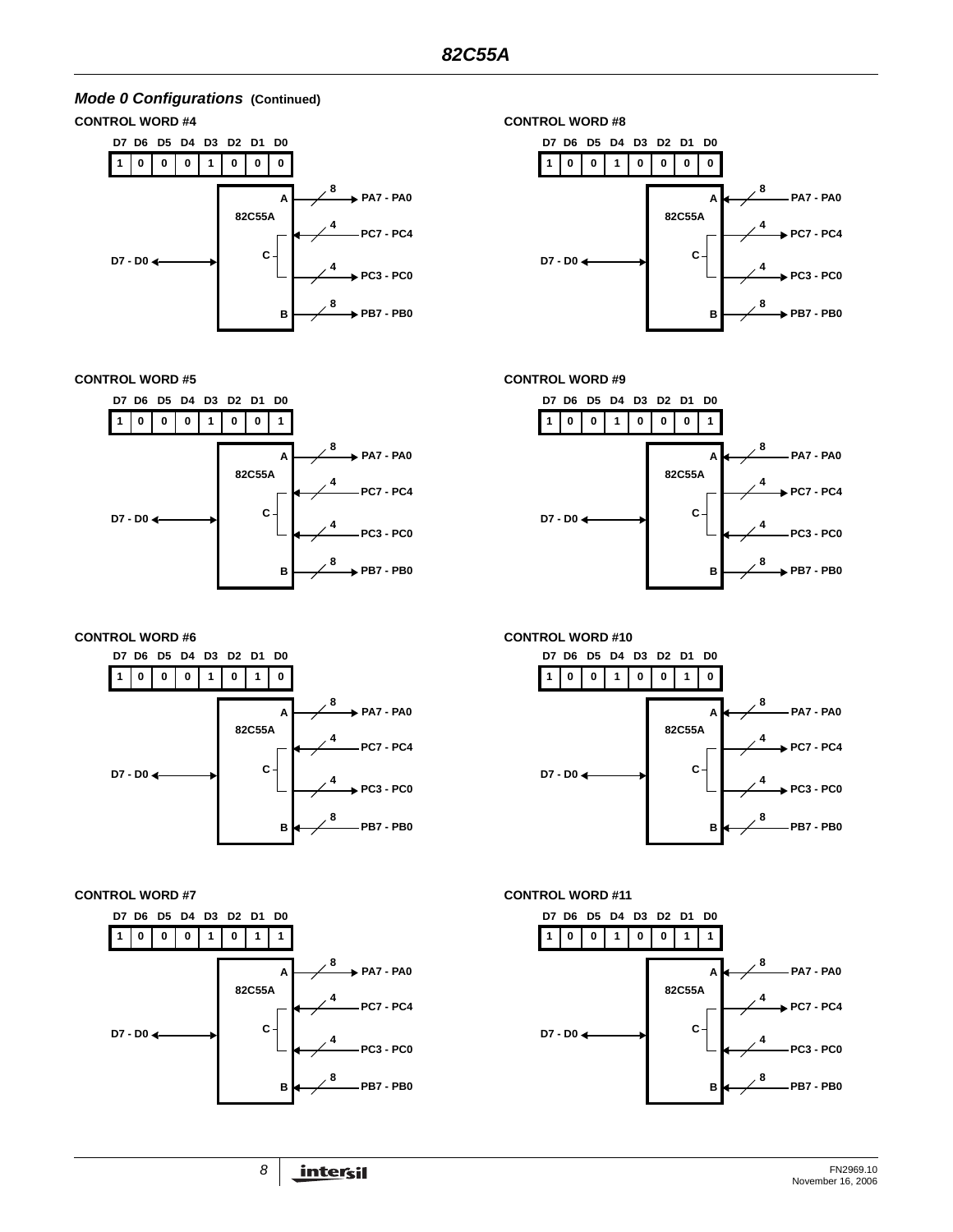### *Mode 0 Configurations* (Continued)

**CONTROL WORD #4**

| D7 | D6 | D5 | D4 | D3 | D2 | D1 | D0 |
|---|---|---|---|---|---|---|---|
| 1 | 0 | 0 | 0 | 1 | 0 | 0 | 0 |

82C55A: D7 - D0 ↔; A → 8 → PA7 - PA0; C ← 4 ← PC7 - PC4; C → 4 → PC3 - PC0; B → 8 → PB7 - PB0

**CONTROL WORD #5**

| D7 | D6 | D5 | D4 | D3 | D2 | D1 | D0 |
|---|---|---|---|---|---|---|---|
| 1 | 0 | 0 | 0 | 1 | 0 | 0 | 1 |

82C55A: D7 - D0 ↔; A → 8 → PA7 - PA0; C ← 4 ← PC7 - PC4; C ← 4 ← PC3 - PC0; B → 8 → PB7 - PB0

**CONTROL WORD #6**

| D7 | D6 | D5 | D4 | D3 | D2 | D1 | D0 |
|---|---|---|---|---|---|---|---|
| 1 | 0 | 0 | 0 | 1 | 0 | 1 | 0 |

82C55A: D7 - D0 ↔; A → 8 → PA7 - PA0; C ← 4 ← PC7 - PC4; C → 4 → PC3 - PC0; B ← 8 ← PB7 - PB0

**CONTROL WORD #7**

| D7 | D6 | D5 | D4 | D3 | D2 | D1 | D0 |
|---|---|---|---|---|---|---|---|
| 1 | 0 | 0 | 0 | 1 | 0 | 1 | 1 |

82C55A: D7 - D0 ↔; A → 8 → PA7 - PA0; C ← 4 ← PC7 - PC4; C ← 4 ← PC3 - PC0; B ← 8 ← PB7 - PB0

**CONTROL WORD #8**

| D7 | D6 | D5 | D4 | D3 | D2 | D1 | D0 |
|---|---|---|---|---|---|---|---|
| 1 | 0 | 0 | 1 | 0 | 0 | 0 | 0 |

82C55A: D7 - D0 ↔; A ← 8 ← PA7 - PA0; C → 4 → PC7 - PC4; C → 4 → PC3 - PC0; B → 8 → PB7 - PB0

**CONTROL WORD #9**

| D7 | D6 | D5 | D4 | D3 | D2 | D1 | D0 |
|---|---|---|---|---|---|---|---|
| 1 | 0 | 0 | 1 | 0 | 0 | 0 | 1 |

82C55A: D7 - D0 ↔; A ← 8 ← PA7 - PA0; C → 4 → PC7 - PC4; C ← 4 ← PC3 - PC0; B → 8 → PB7 - PB0

**CONTROL WORD #10**

| D7 | D6 | D5 | D4 | D3 | D2 | D1 | D0 |
|---|---|---|---|---|---|---|---|
| 1 | 0 | 0 | 1 | 0 | 0 | 1 | 0 |

82C55A: D7 - D0 ↔; A ← 8 ← PA7 - PA0; C → 4 → PC7 - PC4; C → 4 → PC3 - PC0; B ← 8 ← PB7 - PB0

**CONTROL WORD #11**

| D7 | D6 | D5 | D4 | D3 | D2 | D1 | D0 |
|---|---|---|---|---|---|---|---|
| 1 | 0 | 0 | 1 | 0 | 0 | 1 | 1 |

82C55A: D7 - D0 ↔; A ← 8 ← PA7 - PA0; C → 4 → PC7 - PC4; C ← 4 ← PC3 - PC0; B ← 8 ← PB7 - PB0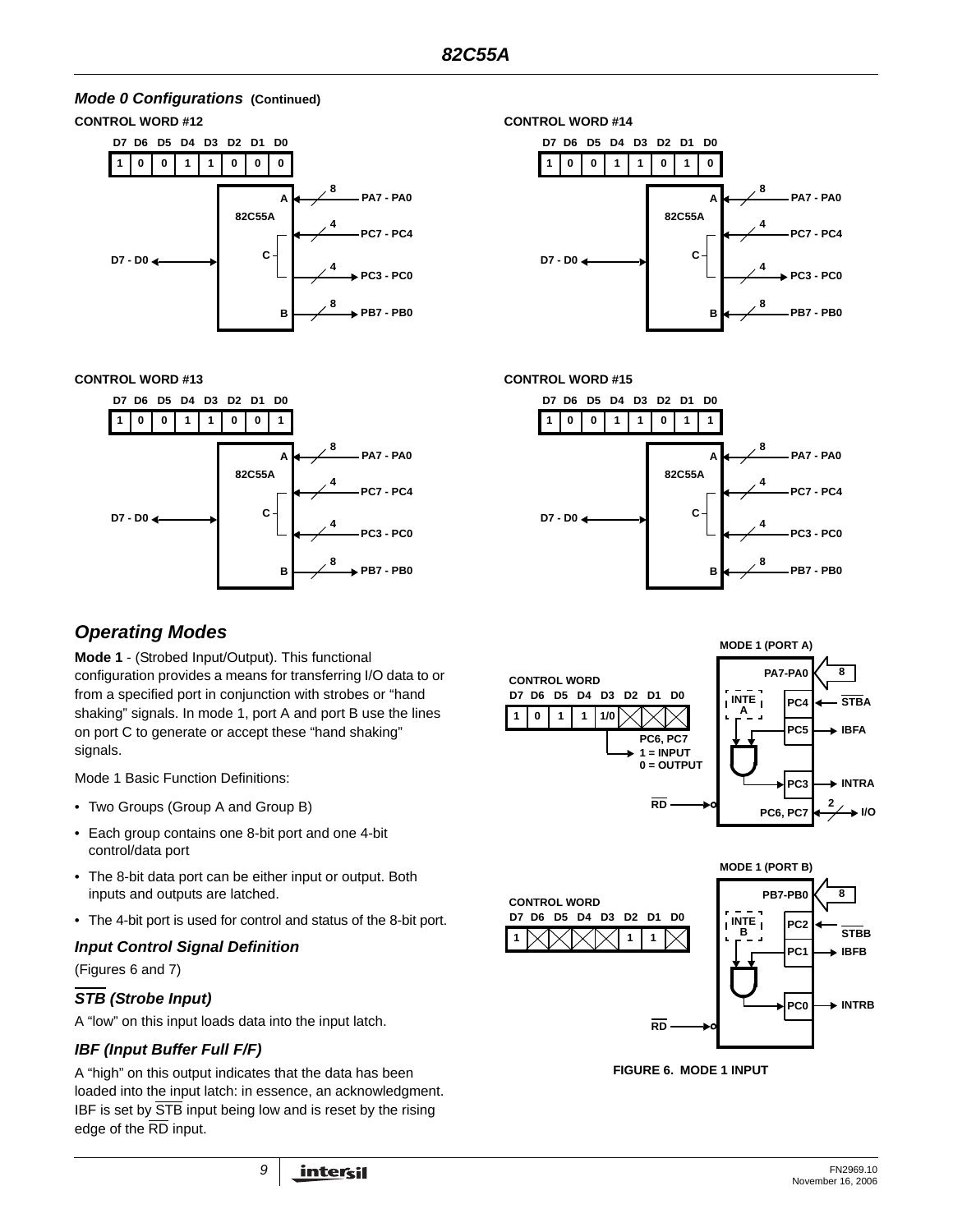### Mode 0 Configurations (Continued)

**CONTROL WORD #12**

| D7 | D6 | D5 | D4 | D3 | D2 | D1 | D0 |
|---|---|---|---|---|---|---|---|
| 1 | 0 | 0 | 1 | 1 | 0 | 0 | 0 |

**CONTROL WORD #14**

| D7 | D6 | D5 | D4 | D3 | D2 | D1 | D0 |
|---|---|---|---|---|---|---|---|
| 1 | 0 | 0 | 1 | 1 | 0 | 1 | 0 |

**CONTROL WORD #13**

| D7 | D6 | D5 | D4 | D3 | D2 | D1 | D0 |
|---|---|---|---|---|---|---|---|
| 1 | 0 | 0 | 1 | 1 | 0 | 0 | 1 |

**CONTROL WORD #15**

| D7 | D6 | D5 | D4 | D3 | D2 | D1 | D0 |
|---|---|---|---|---|---|---|---|
| 1 | 0 | 0 | 1 | 1 | 0 | 1 | 1 |

## Operating Modes

**Mode 1** - (Strobed Input/Output). This functional configuration provides a means for transferring I/O data to or from a specified port in conjunction with strobes or "hand shaking" signals. In mode 1, port A and port B use the lines on port C to generate or accept these "hand shaking" signals.

Mode 1 Basic Function Definitions:

- Two Groups (Group A and Group B)
- Each group contains one 8-bit port and one 4-bit control/data port
- The 8-bit data port can be either input or output. Both inputs and outputs are latched.
- The 4-bit port is used for control and status of the 8-bit port.

### Input Control Signal Definition

(Figures 6 and 7)

### $\overline{STB}$ (Strobe Input)

A "low" on this input loads data into the input latch.

### IBF (Input Buffer Full F/F)

A "high" on this output indicates that the data has been loaded into the input latch: in essence, an acknowledgment. IBF is set by $\overline{STB}$ input being low and is reset by the rising edge of the $\overline{RD}$ input.

**MODE 1 (PORT A)**

CONTROL WORD

| D7 | D6 | D5 | D4 | D3 | D2 | D1 | D0 |
|---|---|---|---|---|---|---|---|
| 1 | 0 | 1 | 1 | 1/0 | X | X | X |

PC6, PC7: 1 = INPUT, 0 = OUTPUT

**MODE 1 (PORT B)**

CONTROL WORD

| D7 | D6 | D5 | D4 | D3 | D2 | D1 | D0 |
|---|---|---|---|---|---|---|---|
| 1 | X | X | X | X | 1 | 1 | X |

FIGURE 6. MODE 1 INPUT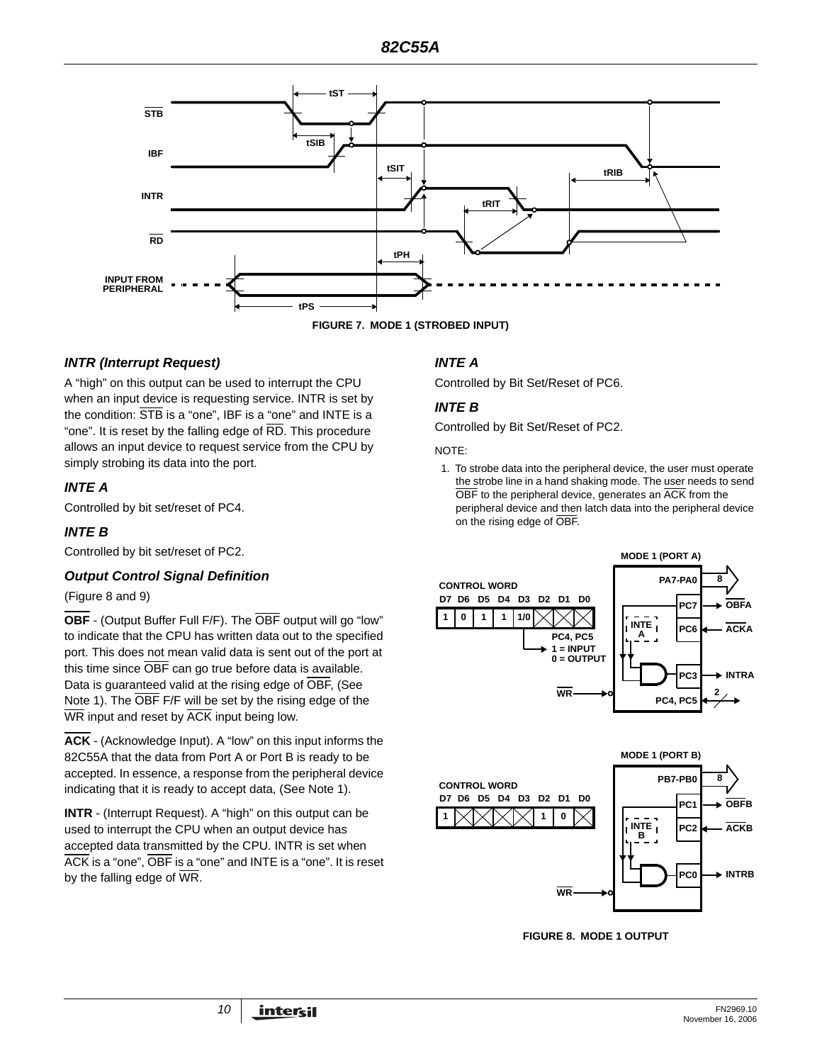**FIGURE 7. MODE 1 (STROBED INPUT)**

### *INTR (Interrupt Request)*

A "high" on this output can be used to interrupt the CPU when an input device is requesting service. INTR is set by the condition: $\overline{STB}$ is a "one", IBF is a "one" and INTE is a "one". It is reset by the falling edge of $\overline{RD}$. This procedure allows an input device to request service from the CPU by simply strobing its data into the port.

### *INTE A*

Controlled by bit set/reset of PC4.

### *INTE B*

Controlled by bit set/reset of PC2.

### *Output Control Signal Definition*

(Figure 8 and 9)

**$\overline{OBF}$** - (Output Buffer Full F/F). The $\overline{OBF}$ output will go "low" to indicate that the CPU has written data out to the specified port. This does not mean valid data is sent out of the port at this time since $\overline{OBF}$ can go true before data is available. Data is guaranteed valid at the rising edge of $\overline{OBF}$, (See Note 1). The $\overline{OBF}$ F/F will be set by the rising edge of the $\overline{WR}$ input and reset by $\overline{ACK}$ input being low.

**$\overline{ACK}$** - (Acknowledge Input). A "low" on this input informs the 82C55A that the data from Port A or Port B is ready to be accepted. In essence, a response from the peripheral device indicating that it is ready to accept data, (See Note 1).

**INTR** - (Interrupt Request). A "high" on this output can be used to interrupt the CPU when an output device has accepted data transmitted by the CPU. INTR is set when $\overline{ACK}$ is a "one", $\overline{OBF}$ is a "one" and INTE is a "one". It is reset by the falling edge of $\overline{WR}$.

### *INTE A*

Controlled by Bit Set/Reset of PC6.

### *INTE B*

Controlled by Bit Set/Reset of PC2.

NOTE:

1. To strobe data into the peripheral device, the user must operate the strobe line in a hand shaking mode. The user needs to send $\overline{OBF}$ to the peripheral device, generates an $\overline{ACK}$ from the peripheral device and then latch data into the peripheral device on the rising edge of $\overline{OBF}$.

**FIGURE 8. MODE 1 OUTPUT**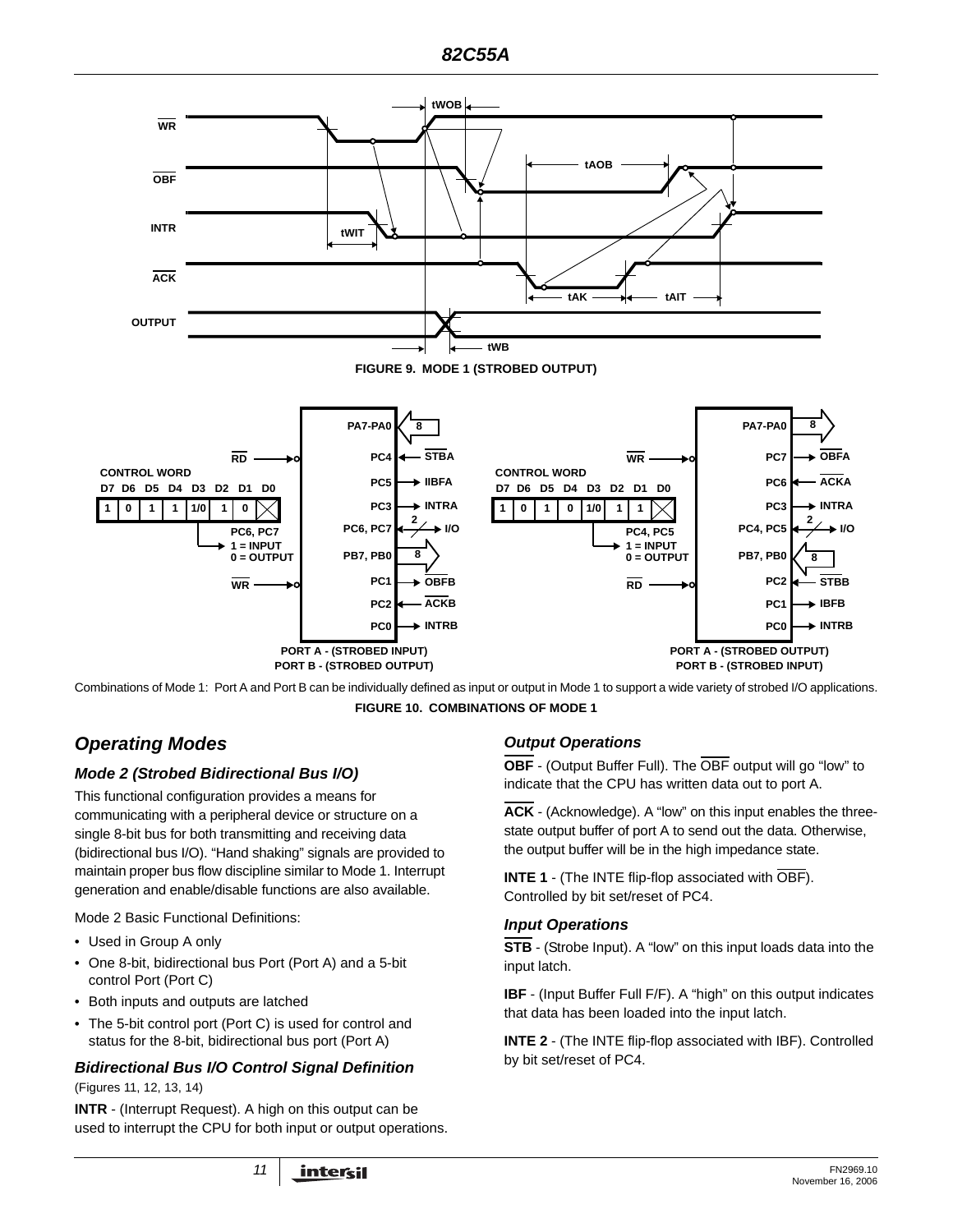FIGURE 9. MODE 1 (STROBED OUTPUT)

Combinations of Mode 1: Port A and Port B can be individually defined as input or output in Mode 1 to support a wide variety of strobed I/O applications.

FIGURE 10. COMBINATIONS OF MODE 1

## Operating Modes

### Mode 2 (Strobed Bidirectional Bus I/O)

This functional configuration provides a means for communicating with a peripheral device or structure on a single 8-bit bus for both transmitting and receiving data (bidirectional bus I/O). "Hand shaking" signals are provided to maintain proper bus flow discipline similar to Mode 1. Interrupt generation and enable/disable functions are also available.

Mode 2 Basic Functional Definitions:

- Used in Group A only
- One 8-bit, bidirectional bus Port (Port A) and a 5-bit control Port (Port C)
- Both inputs and outputs are latched
- The 5-bit control port (Port C) is used for control and status for the 8-bit, bidirectional bus port (Port A)

### Bidirectional Bus I/O Control Signal Definition

(Figures 11, 12, 13, 14)

**INTR** - (Interrupt Request). A high on this output can be used to interrupt the CPU for both input or output operations.

### Output Operations

**OBF** - (Output Buffer Full). The OBF output will go "low" to indicate that the CPU has written data out to port A.

**ACK** - (Acknowledge). A "low" on this input enables the three-state output buffer of port A to send out the data. Otherwise, the output buffer will be in the high impedance state.

**INTE 1** - (The INTE flip-flop associated with OBF). Controlled by bit set/reset of PC4.

### Input Operations

**STB** - (Strobe Input). A "low" on this input loads data into the input latch.

**IBF** - (Input Buffer Full F/F). A "high" on this output indicates that data has been loaded into the input latch.

**INTE 2** - (The INTE flip-flop associated with IBF). Controlled by bit set/reset of PC4.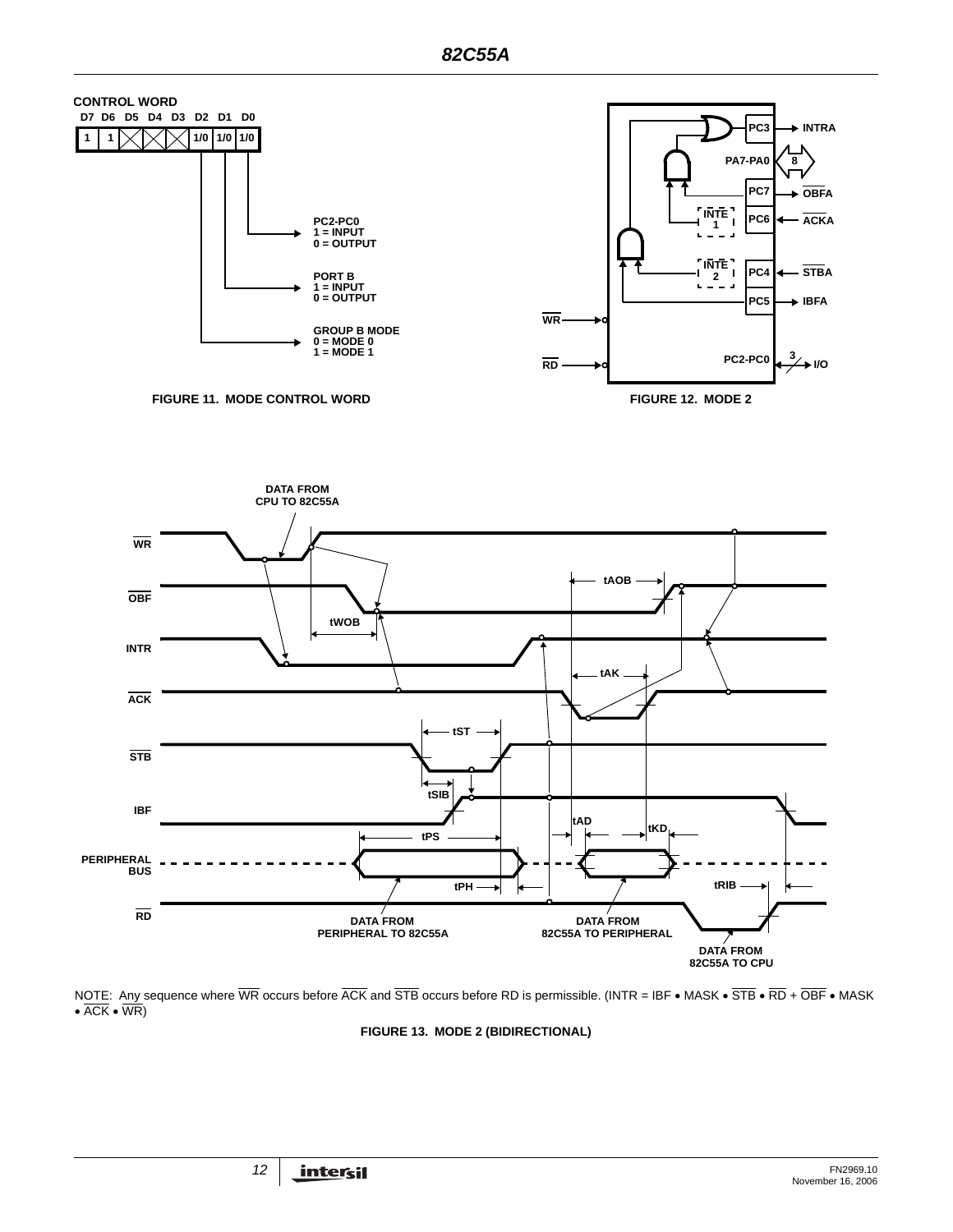**CONTROL WORD**

| D7 | D6 | D5 | D4 | D3 | D2 | D1 | D0 |
|---|---|---|---|---|---|---|---|
| 1 | 1 | X | X | X | 1/0 | 1/0 | 1/0 |

- D0 — PC2-PC0: 1 = INPUT, 0 = OUTPUT
- D1 — PORT B: 1 = INPUT, 0 = OUTPUT
- D2 — GROUP B MODE: 0 = MODE 0, 1 = MODE 1

FIGURE 11. MODE CONTROL WORD

FIGURE 12. MODE 2

FIGURE 13. MODE 2 (BIDIRECTIONAL)

NOTE: Any sequence where $\overline{WR}$ occurs before $\overline{ACK}$ and $\overline{STB}$ occurs before RD is permissible. (INTR = IBF • MASK • $\overline{STB}$ • $\overline{RD}$ + $\overline{OBF}$ • MASK • $\overline{ACK}$ • $\overline{WR}$)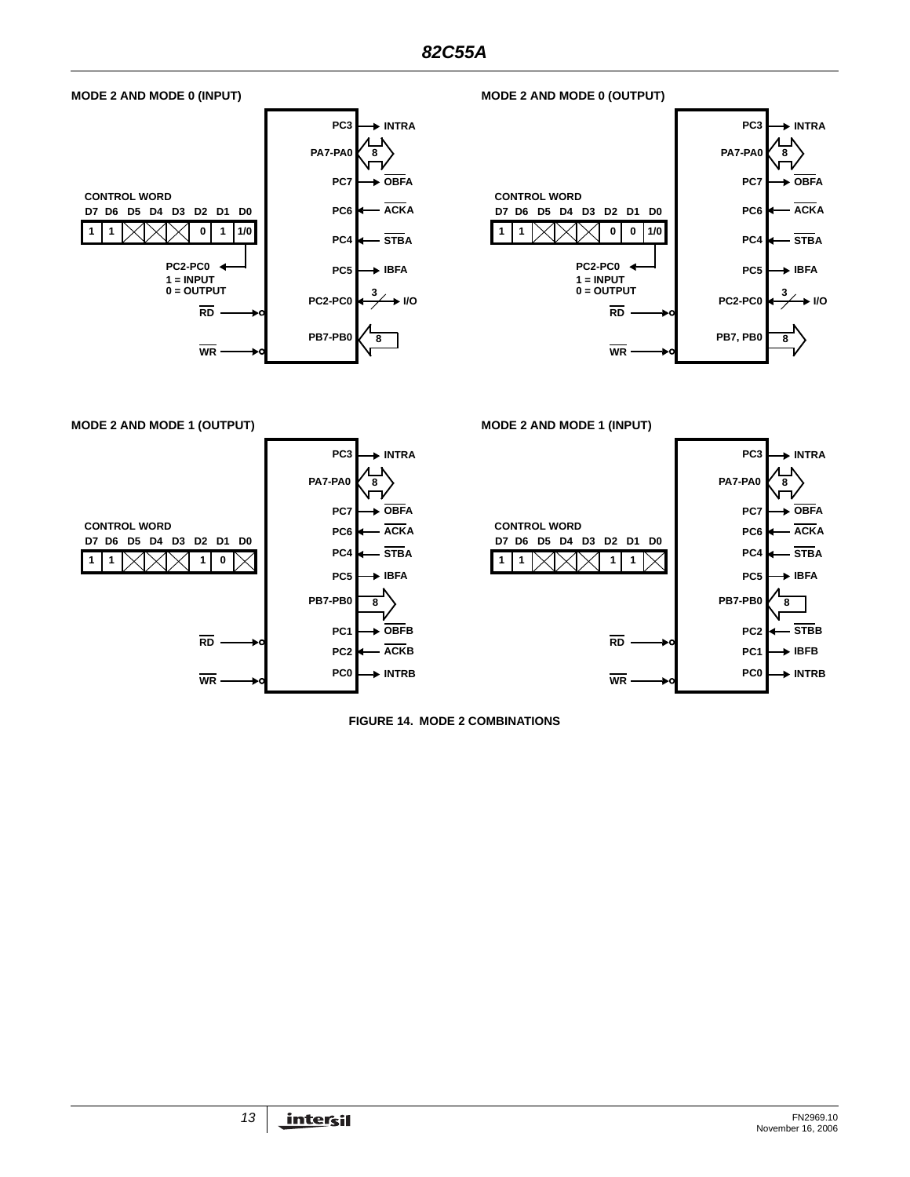**MODE 2 AND MODE 0 (INPUT)**

CONTROL WORD

| D7 | D6 | D5 | D4 | D3 | D2 | D1 | D0 |
|---|---|---|---|---|---|---|---|
| 1 | 1 | X | X | X | 0 | 1 | 1/0 |

PC2-PC0
1 = INPUT
0 = OUTPUT

PC3 → INTRA
PA7-PA0 ↔ 8
PC7 → $\overline{OBFA}$
PC6 ← $\overline{ACKA}$
PC4 ← $\overline{STBA}$
PC5 → IBFA
PC2-PC0 → 3 I/O
PB7-PB0 ← 8
$\overline{RD}$
$\overline{WR}$

**MODE 2 AND MODE 0 (OUTPUT)**

CONTROL WORD

| D7 | D6 | D5 | D4 | D3 | D2 | D1 | D0 |
|---|---|---|---|---|---|---|---|
| 1 | 1 | X | X | X | 0 | 0 | 1/0 |

PC2-PC0
1 = INPUT
0 = OUTPUT

PC3 → INTRA
PA7-PA0 ↔ 8
PC7 → $\overline{OBFA}$
PC6 ← $\overline{ACKA}$
PC4 ← $\overline{STBA}$
PC5 → IBFA
PC2-PC0 ↔ 3 I/O
PB7, PB0 → 8
$\overline{RD}$
$\overline{WR}$

**MODE 2 AND MODE 1 (OUTPUT)**

CONTROL WORD

| D7 | D6 | D5 | D4 | D3 | D2 | D1 | D0 |
|---|---|---|---|---|---|---|---|
| 1 | 1 | X | X | X | 1 | 0 | X |

PC3 → INTRA
PA7-PA0 ↔ 8
PC7 → $\overline{OBFA}$
PC6 ← $\overline{ACKA}$
PC4 ← $\overline{STBA}$
PC5 → IBFA
PB7-PB0 → 8
PC1 → $\overline{OBFB}$
PC2 ← $\overline{ACKB}$
PC0 → INTRB
$\overline{RD}$
$\overline{WR}$

**MODE 2 AND MODE 1 (INPUT)**

CONTROL WORD

| D7 | D6 | D5 | D4 | D3 | D2 | D1 | D0 |
|---|---|---|---|---|---|---|---|
| 1 | 1 | X | X | X | 1 | 1 | X |

PC3 → INTRA
PA7-PA0 ↔ 8
PC7 → $\overline{OBFA}$
PC6 ← $\overline{ACKA}$
PC4 ← $\overline{STBA}$
PC5 → IBFA
PB7-PB0 ← 8
PC2 ← $\overline{STBB}$
PC1 → IBFB
PC0 → INTRB
$\overline{RD}$
$\overline{WR}$

**FIGURE 14. MODE 2 COMBINATIONS**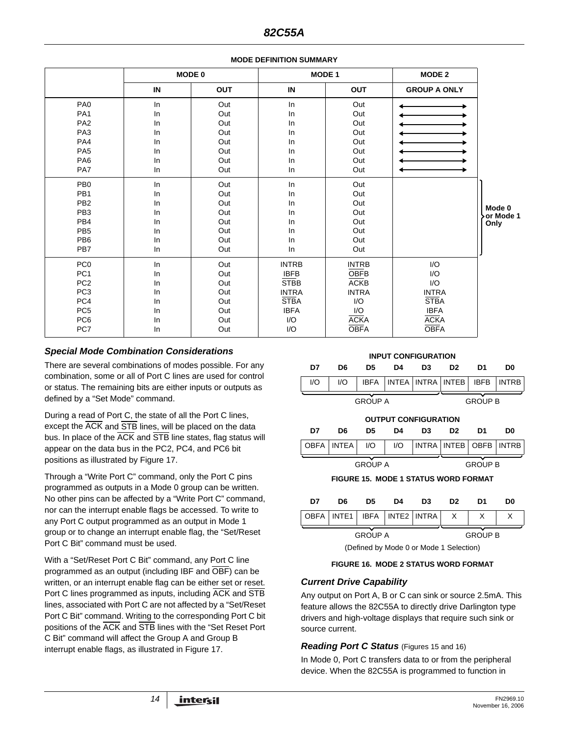**MODE DEFINITION SUMMARY**

| | MODE 0 | | MODE 1 | | MODE 2 |
|---|---|---|---|---|---|
| | IN | OUT | IN | OUT | GROUP A ONLY |
| PA0 | In | Out | In | Out | ↔ |
| PA1 | In | Out | In | Out | ↔ |
| PA2 | In | Out | In | Out | ↔ |
| PA3 | In | Out | In | Out | ↔ |
| PA4 | In | Out | In | Out | ↔ |
| PA5 | In | Out | In | Out | ↔ |
| PA6 | In | Out | In | Out | ↔ |
| PA7 | In | Out | In | Out | ↔ |
| PB0 | In | Out | In | Out | Mode 0 or Mode 1 Only |
| PB1 | In | Out | In | Out | |
| PB2 | In | Out | In | Out | |
| PB3 | In | Out | In | Out | |
| PB4 | In | Out | In | Out | |
| PB5 | In | Out | In | Out | |
| PB6 | In | Out | In | Out | |
| PB7 | In | Out | In | Out | |
| PC0 | In | Out | INTRB | INTRB | I/O |
| PC1 | In | Out | IBFB | $\overline{\text{OBFB}}$ | I/O |
| PC2 | In | Out | $\overline{\text{STBB}}$ | $\overline{\text{ACKB}}$ | I/O |
| PC3 | In | Out | INTRA | INTRA | INTRA |
| PC4 | In | Out | $\overline{\text{STBA}}$ | I/O | $\overline{\text{STBA}}$ |
| PC5 | In | Out | IBFA | I/O | IBFA |
| PC6 | In | Out | I/O | $\overline{\text{ACKA}}$ | $\overline{\text{ACKA}}$ |
| PC7 | In | Out | I/O | $\overline{\text{OBFA}}$ | $\overline{\text{OBFA}}$ |

### *Special Mode Combination Considerations*

There are several combinations of modes possible. For any combination, some or all of Port C lines are used for control or status. The remaining bits are either inputs or outputs as defined by a "Set Mode" command.

During a read of Port C, the state of all the Port C lines, except the $\overline{\text{ACK}}$ and $\overline{\text{STB}}$ lines, will be placed on the data bus. In place of the $\overline{\text{ACK}}$ and $\overline{\text{STB}}$ line states, flag status will appear on the data bus in the PC2, PC4, and PC6 bit positions as illustrated by Figure 17.

Through a "Write Port C" command, only the Port C pins programmed as outputs in a Mode 0 group can be written. No other pins can be affected by a "Write Port C" command, nor can the interrupt enable flags be accessed. To write to any Port C output programmed as an output in Mode 1 group or to change an interrupt enable flag, the "Set/Reset Port C Bit" command must be used.

With a "Set/Reset Port C Bit" command, any Port C line programmed as an output (including IBF and $\overline{\text{OBF}}$) can be written, or an interrupt enable flag can be either set or reset. Port C lines programmed as inputs, including $\overline{\text{ACK}}$ and $\overline{\text{STB}}$ lines, associated with Port C are not affected by a "Set/Reset Port C Bit" command. Writing to the corresponding Port C bit positions of the $\overline{\text{ACK}}$ and $\overline{\text{STB}}$ lines with the "Set Reset Port C Bit" command will affect the Group A and Group B interrupt enable flags, as illustrated in Figure 17.

**INPUT CONFIGURATION**

| D7 | D6 | D5 | D4 | D3 | D2 | D1 | D0 |
|---|---|---|---|---|---|---|---|
| I/O | I/O | IBFA | INTEA | INTRA | INTEB | IBFB | INTRB |
| GROUP A | | | | | GROUP B | | |

**OUTPUT CONFIGURATION**

| D7 | D6 | D5 | D4 | D3 | D2 | D1 | D0 |
|---|---|---|---|---|---|---|---|
| OBFA | INTEA | I/O | I/O | INTRA | INTEB | OBFB | INTRB |
| GROUP A | | | | | GROUP B | | |

**FIGURE 15. MODE 1 STATUS WORD FORMAT**

| D7 | D6 | D5 | D4 | D3 | D2 | D1 | D0 |
|---|---|---|---|---|---|---|---|
| OBFA | INTE1 | IBFA | INTE2 | INTRA | X | X | X |
| GROUP A | | | | | GROUP B | | |

(Defined by Mode 0 or Mode 1 Selection)

**FIGURE 16. MODE 2 STATUS WORD FORMAT**

### *Current Drive Capability*

Any output on Port A, B or C can sink or source 2.5mA. This feature allows the 82C55A to directly drive Darlington type drivers and high-voltage displays that require such sink or source current.

### *Reading Port C Status* (Figures 15 and 16)

In Mode 0, Port C transfers data to or from the peripheral device. When the 82C55A is programmed to function in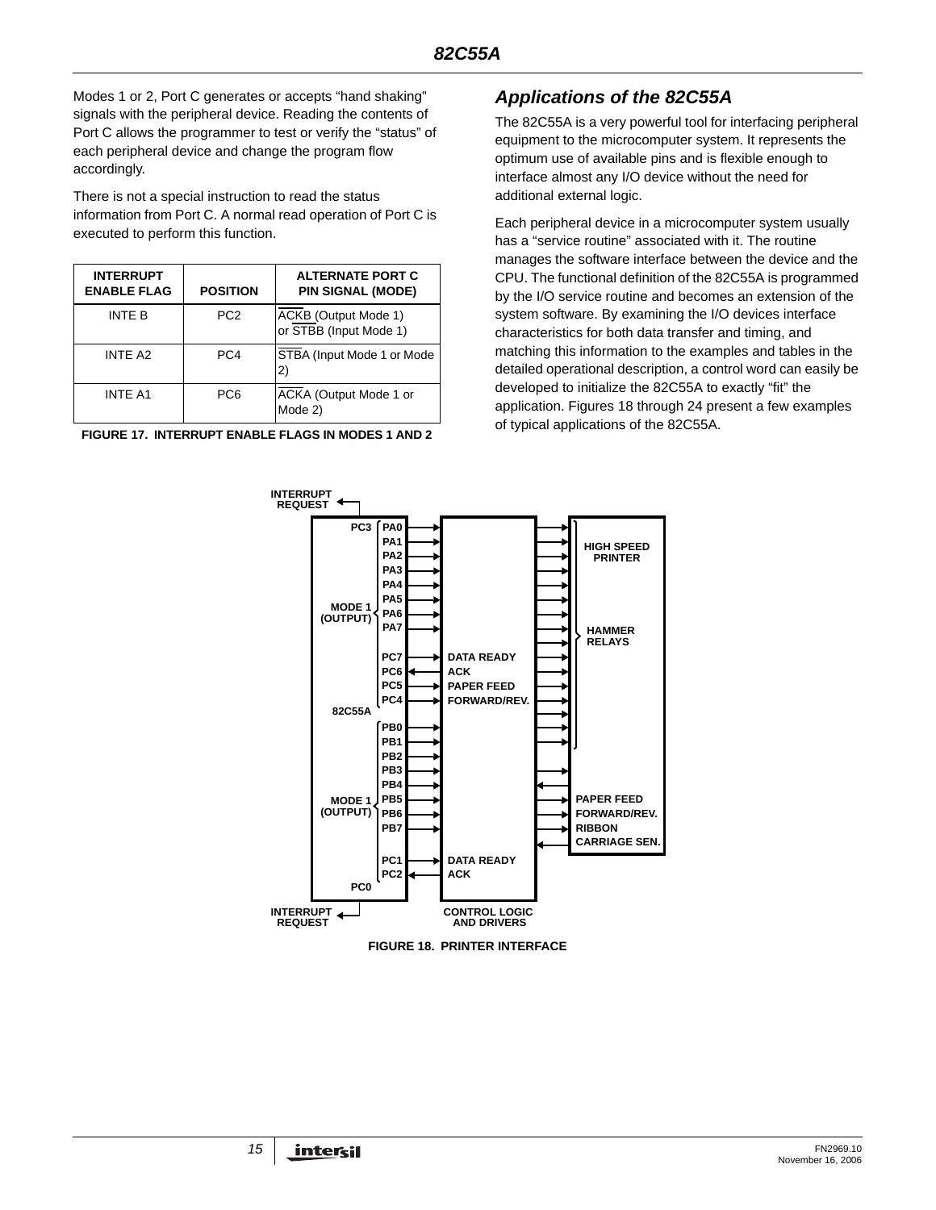Modes 1 or 2, Port C generates or accepts "hand shaking" signals with the peripheral device. Reading the contents of Port C allows the programmer to test or verify the "status" of each peripheral device and change the program flow accordingly.

There is not a special instruction to read the status information from Port C. A normal read operation of Port C is executed to perform this function.

| INTERRUPT ENABLE FLAG | POSITION | ALTERNATE PORT C PIN SIGNAL (MODE) |
|---|---|---|
| INTE B | PC2 | $\overline{\text{ACKB}}$ (Output Mode 1) or $\overline{\text{STBB}}$ (Input Mode 1) |
| INTE A2 | PC4 | $\overline{\text{STBA}}$ (Input Mode 1 or Mode 2) |
| INTE A1 | PC6 | $\overline{\text{ACKA}}$ (Output Mode 1 or Mode 2) |

**FIGURE 17. INTERRUPT ENABLE FLAGS IN MODES 1 AND 2**

## *Applications of the 82C55A*

The 82C55A is a very powerful tool for interfacing peripheral equipment to the microcomputer system. It represents the optimum use of available pins and is flexible enough to interface almost any I/O device without the need for additional external logic.

Each peripheral device in a microcomputer system usually has a "service routine" associated with it. The routine manages the software interface between the device and the CPU. The functional definition of the 82C55A is programmed by the I/O service routine and becomes an extension of the system software. By examining the I/O devices interface characteristics for both data transfer and timing, and matching this information to the examples and tables in the detailed operational description, a control word can easily be developed to initialize the 82C55A to exactly "fit" the application. Figures 18 through 24 present a few examples of typical applications of the 82C55A.

INTERRUPT REQUEST
PC3
PA0
PA1
PA2
PA3
PA4
PA5
PA6
PA7
MODE 1 (OUTPUT)
PC7 — DATA READY
PC6 — ACK
PC5 — PAPER FEED
PC4 — FORWARD/REV.
82C55A
PB0
PB1
PB2
PB3
PB4
PB5
PB6
PB7
MODE 1 (OUTPUT)
PC1 — DATA READY
PC2 — ACK
PC0
INTERRUPT REQUEST
CONTROL LOGIC AND DRIVERS
HIGH SPEED PRINTER
HAMMER RELAYS
PAPER FEED
FORWARD/REV.
RIBBON
CARRIAGE SEN.

**FIGURE 18. PRINTER INTERFACE**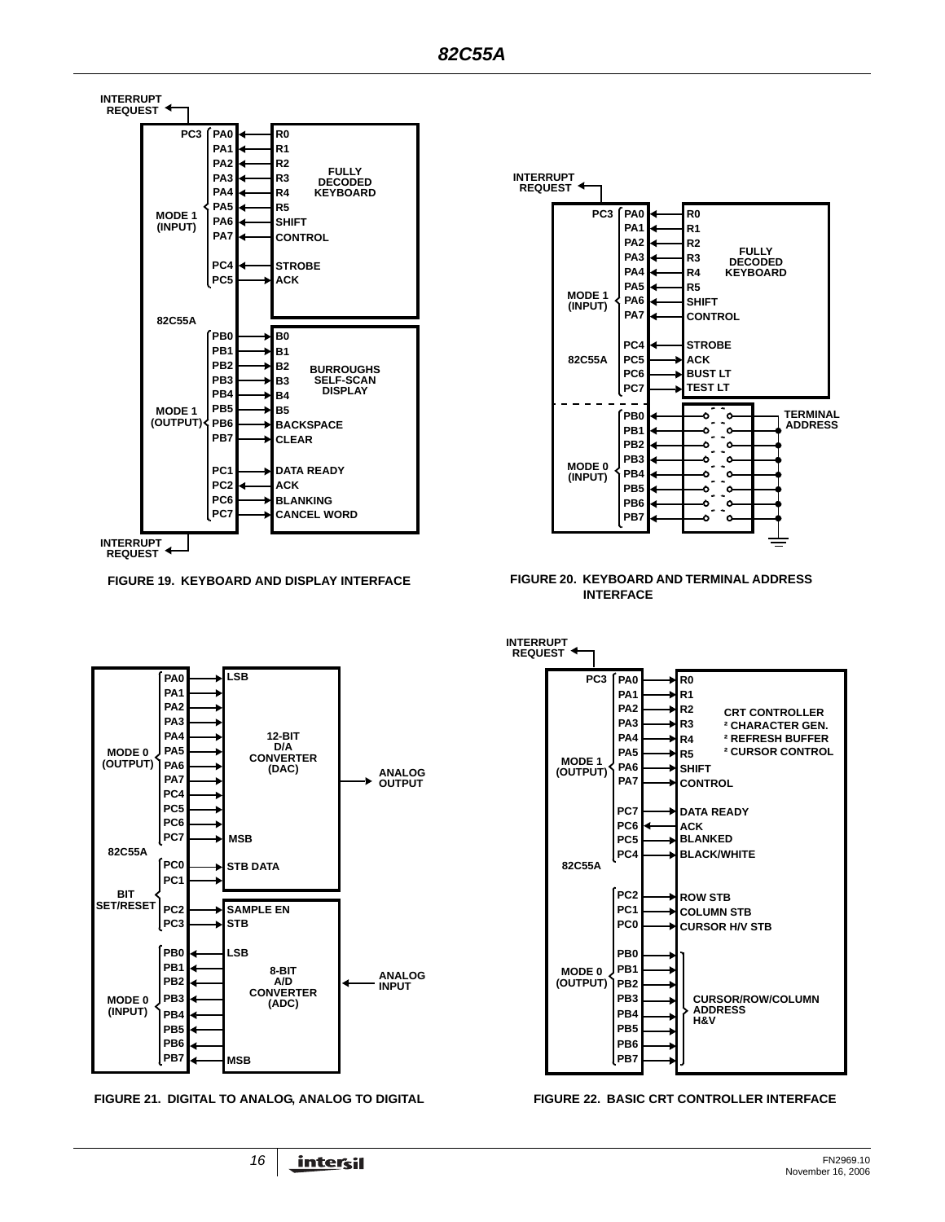INTERRUPT REQUEST

PC3, PA0–PA7, PC4, PC5 — MODE 1 (INPUT) — 82C55A

R0, R1, R2, R3, R4, R5, SHIFT, CONTROL, STROBE, ACK — FULLY DECODED KEYBOARD

PB0–PB7, PC1, PC2, PC6, PC7 — MODE 1 (OUTPUT)

B0, B1, B2, B3, B4, B5, BACKSPACE, CLEAR, DATA READY, ACK, BLANKING, CANCEL WORD — BURROUGHS SELF-SCAN DISPLAY

INTERRUPT REQUEST

FIGURE 19. KEYBOARD AND DISPLAY INTERFACE

INTERRUPT REQUEST

PC3, PA0–PA7, PC4, PC5, PC6, PC7 — MODE 1 (INPUT) — 82C55A

R0, R1, R2, R3, R4, R5, SHIFT, CONTROL, STROBE, ACK, BUST LT, TEST LT — FULLY DECODED KEYBOARD

PB0–PB7 — MODE 0 (INPUT) — TERMINAL ADDRESS

FIGURE 20. KEYBOARD AND TERMINAL ADDRESS INTERFACE

PA0–PA7, PC4–PC7 — MODE 0 (OUTPUT) — 82C55A

LSB ... MSB — 12-BIT D/A CONVERTER (DAC) — ANALOG OUTPUT

PC0, PC1, PC2, PC3 — BIT SET/RESET — STB DATA, SAMPLE EN, STB

PB0–PB7 — MODE 0 (INPUT)

LSB ... MSB — 8-BIT A/D CONVERTER (ADC) — ANALOG INPUT

FIGURE 21. DIGITAL TO ANALOG, ANALOG TO DIGITAL

INTERRUPT REQUEST

PC3, PA0–PA7 — MODE 1 (OUTPUT) — 82C55A

R0, R1, R2, R3, R4, R5, SHIFT, CONTROL

CRT CONTROLLER
- CHARACTER GEN.
- REFRESH BUFFER
- CURSOR CONTROL

PC7 DATA READY, PC6 ACK, PC5 BLANKED, PC4 BLACK/WHITE

PC2 ROW STB, PC1 COLUMN STB, PC0 CURSOR H/V STB

PB0–PB7 — MODE 0 (OUTPUT) — CURSOR/ROW/COLUMN ADDRESS H&V

FIGURE 22. BASIC CRT CONTROLLER INTERFACE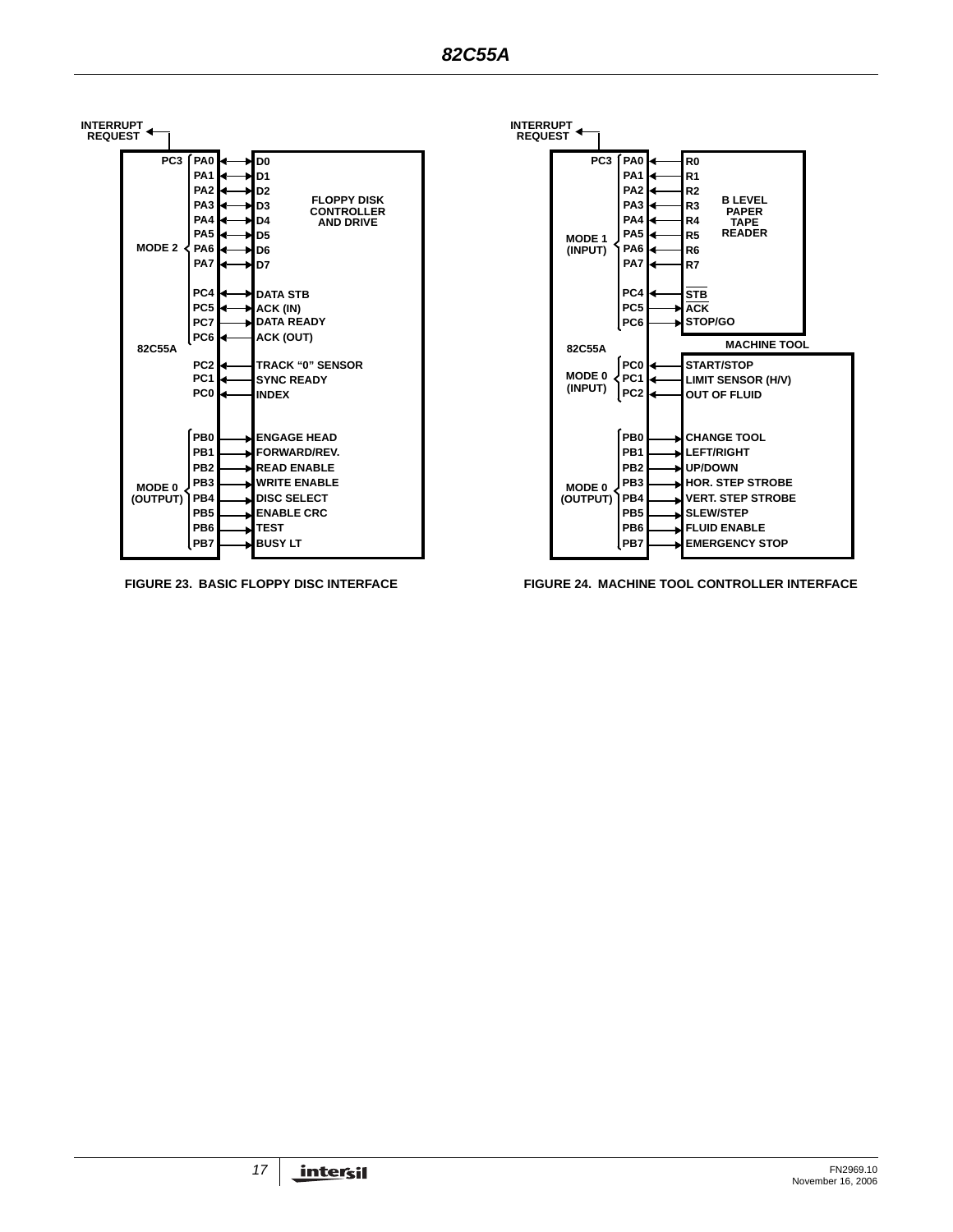**FIGURE 23. BASIC FLOPPY DISC INTERFACE**

| 82C55A | Direction | FLOPPY DISK CONTROLLER AND DRIVE |
|---|---|---|
| PC3 | → | INTERRUPT REQUEST |
| PA0 (MODE 2) | ↔ | D0 |
| PA1 (MODE 2) | ↔ | D1 |
| PA2 (MODE 2) | ↔ | D2 |
| PA3 (MODE 2) | ↔ | D3 |
| PA4 (MODE 2) | ↔ | D4 |
| PA5 (MODE 2) | ↔ | D5 |
| PA6 (MODE 2) | ↔ | D6 |
| PA7 (MODE 2) | ↔ | D7 |
| PC4 | ↔ | DATA STB |
| PC5 | ↔ | ACK (IN) |
| PC7 | → | DATA READY |
| PC6 | ← | ACK (OUT) |
| PC2 | ← | TRACK "0" SENSOR |
| PC1 | ← | SYNC READY |
| PC0 | ← | INDEX |
| PB0 (MODE 0 (OUTPUT)) | → | ENGAGE HEAD |
| PB1 (MODE 0 (OUTPUT)) | → | FORWARD/REV. |
| PB2 (MODE 0 (OUTPUT)) | → | READ ENABLE |
| PB3 (MODE 0 (OUTPUT)) | → | WRITE ENABLE |
| PB4 (MODE 0 (OUTPUT)) | → | DISC SELECT |
| PB5 (MODE 0 (OUTPUT)) | → | ENABLE CRC |
| PB6 (MODE 0 (OUTPUT)) | → | TEST |
| PB7 (MODE 0 (OUTPUT)) | → | BUSY LT |

**FIGURE 24. MACHINE TOOL CONTROLLER INTERFACE**

| 82C55A | Direction | B LEVEL PAPER TAPE READER / MACHINE TOOL |
|---|---|---|
| PC3 | → | INTERRUPT REQUEST |
| PA0 (MODE 1 (INPUT)) | ← | R0 |
| PA1 (MODE 1 (INPUT)) | ← | R1 |
| PA2 (MODE 1 (INPUT)) | ← | R2 |
| PA3 (MODE 1 (INPUT)) | ← | R3 |
| PA4 (MODE 1 (INPUT)) | ← | R4 |
| PA5 (MODE 1 (INPUT)) | ← | R5 |
| PA6 (MODE 1 (INPUT)) | ← | R6 |
| PA7 (MODE 1 (INPUT)) | ← | R7 |
| PC4 | ← | $\overline{STB}$ |
| PC5 | → | $\overline{ACK}$ |
| PC6 | → | STOP/GO |
| PC0 (MODE 0 (INPUT)) | ← | START/STOP |
| PC1 (MODE 0 (INPUT)) | ← | LIMIT SENSOR (H/V) |
| PC2 (MODE 0 (INPUT)) | ← | OUT OF FLUID |
| PB0 (MODE 0 (OUTPUT)) | → | CHANGE TOOL |
| PB1 (MODE 0 (OUTPUT)) | → | LEFT/RIGHT |
| PB2 (MODE 0 (OUTPUT)) | → | UP/DOWN |
| PB3 (MODE 0 (OUTPUT)) | → | HOR. STEP STROBE |
| PB4 (MODE 0 (OUTPUT)) | → | VERT. STEP STROBE |
| PB5 (MODE 0 (OUTPUT)) | → | SLEW/STEP |
| PB6 (MODE 0 (OUTPUT)) | → | FLUID ENABLE |
| PB7 (MODE 0 (OUTPUT)) | → | EMERGENCY STOP |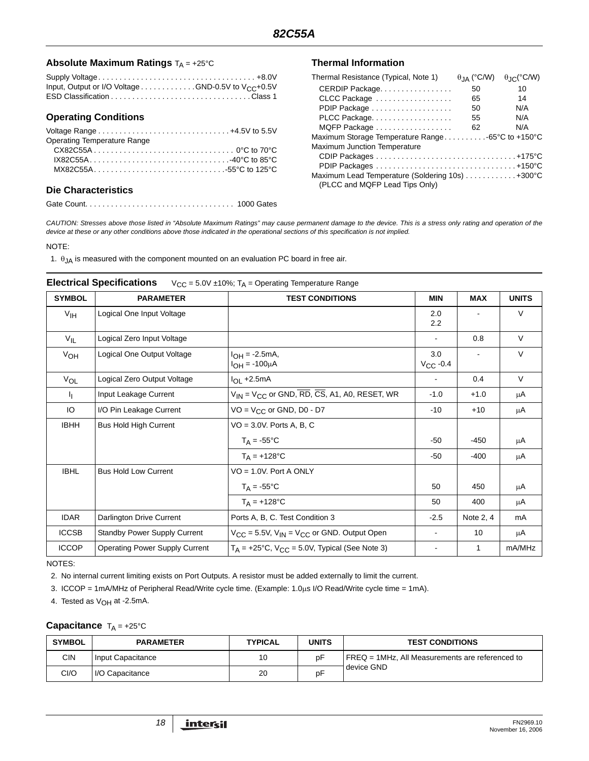## Absolute Maximum Ratings $T_A$ = +25°C

Supply Voltage . . . . . . . . . . . . . . . . . . . . . . . . . . . . . . . . . . . . . +8.0V
Input, Output or I/O Voltage . . . . . . . . . . . . GND-0.5V to $V_{CC}$+0.5V
ESD Classification . . . . . . . . . . . . . . . . . . . . . . . . . . . . . . . . Class 1

## Operating Conditions

Voltage Range . . . . . . . . . . . . . . . . . . . . . . . . . . . . . . +4.5V to 5.5V
Operating Temperature Range
CX82C55A . . . . . . . . . . . . . . . . . . . . . . . . . . . . . . . . 0°C to 70°C
IX82C55A . . . . . . . . . . . . . . . . . . . . . . . . . . . . . . . . -40°C to 85°C
MX82C55A. . . . . . . . . . . . . . . . . . . . . . . . . . . . . . -55°C to 125°C

## Die Characteristics

Gate Count. . . . . . . . . . . . . . . . . . . . . . . . . . . . . . . . . . 1000 Gates

## Thermal Information

| Thermal Resistance (Typical, Note 1) | $\theta_{JA}$ (°C/W) | $\theta_{JC}$(°C/W) |
|---|---|---|
| CERDIP Package | 50 | 10 |
| CLCC Package | 65 | 14 |
| PDIP Package | 50 | N/A |
| PLCC Package | 55 | N/A |
| MQFP Package | 62 | N/A |

Maximum Storage Temperature Range . . . . . . . . . -65°C to +150°C
Maximum Junction Temperature
CDIP Packages . . . . . . . . . . . . . . . . . . . . . . . . . . . . . . . . +175°C
PDIP Packages . . . . . . . . . . . . . . . . . . . . . . . . . . . . . . . . +150°C
Maximum Lead Temperature (Soldering 10s) . . . . . . . . . . . +300°C
(PLCC and MQFP Lead Tips Only)

*CAUTION: Stresses above those listed in "Absolute Maximum Ratings" may cause permanent damage to the device. This is a stress only rating and operation of the device at these or any other conditions above those indicated in the operational sections of this specification is not implied.*

NOTE:

1. $\theta_{JA}$ is measured with the component mounted on an evaluation PC board in free air.

## Electrical Specifications $V_{CC}$ = 5.0V ±10%; $T_A$ = Operating Temperature Range

| SYMBOL | PARAMETER | TEST CONDITIONS | MIN | MAX | UNITS |
|---|---|---|---|---|---|
| $V_{IH}$ | Logical One Input Voltage | | 2.0<br>2.2 | - | V |
| $V_{IL}$ | Logical Zero Input Voltage | | - | 0.8 | V |
| $V_{OH}$ | Logical One Output Voltage | $I_{OH}$ = -2.5mA,<br>$I_{OH}$ = -100μA | 3.0<br>$V_{CC}$ -0.4 | - | V |
| $V_{OL}$ | Logical Zero Output Voltage | $I_{OL}$ +2.5mA | - | 0.4 | V |
| $I_I$ | Input Leakage Current | $V_{IN}$ = $V_{CC}$ or GND, $\overline{RD}$, $\overline{CS}$, A1, A0, RESET, WR | -1.0 | +1.0 | μA |
| IO | I/O Pin Leakage Current | VO = $V_{CC}$ or GND, D0 - D7 | -10 | +10 | μA |
| IBHH | Bus Hold High Current | VO = 3.0V. Ports A, B, C | | | |
| | | $T_A$ = -55°C | -50 | -450 | μA |
| | | $T_A$ = +128°C | -50 | -400 | μA |
| IBHL | Bus Hold Low Current | VO = 1.0V. Port A ONLY | | | |
| | | $T_A$ = -55°C | 50 | 450 | μA |
| | | $T_A$ = +128°C | 50 | 400 | μA |
| IDAR | Darlington Drive Current | Ports A, B, C. Test Condition 3 | -2.5 | Note 2, 4 | mA |
| ICCSB | Standby Power Supply Current | $V_{CC}$ = 5.5V, $V_{IN}$ = $V_{CC}$ or GND. Output Open | - | 10 | μA |
| ICCOP | Operating Power Supply Current | $T_A$ = +25°C, $V_{CC}$ = 5.0V, Typical (See Note 3) | - | 1 | mA/MHz |

NOTES:

2. No internal current limiting exists on Port Outputs. A resistor must be added externally to limit the current.
3. ICCOP = 1mA/MHz of Peripheral Read/Write cycle time. (Example: 1.0μs I/O Read/Write cycle time = 1mA).
4. Tested as $V_{OH}$ at -2.5mA.

## Capacitance $T_A$ = +25°C

| SYMBOL | PARAMETER | TYPICAL | UNITS | TEST CONDITIONS |
|---|---|---|---|---|
| CIN | Input Capacitance | 10 | pF | FREQ = 1MHz, All Measurements are referenced to device GND |
| CI/O | I/O Capacitance | 20 | pF | |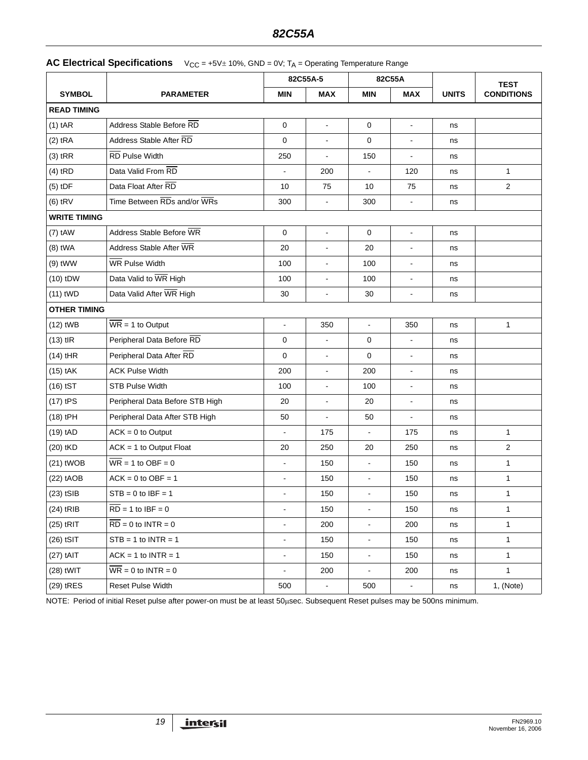## AC Electrical Specifications $V_{CC}$ = +5V± 10%, GND = 0V; $T_A$ = Operating Temperature Range

| SYMBOL | PARAMETER | 82C55A-5 MIN | 82C55A-5 MAX | 82C55A MIN | 82C55A MAX | UNITS | TEST CONDITIONS |
|---|---|---|---|---|---|---|---|
| **READ TIMING** | | | | | | | |
| (1) tAR | Address Stable Before RD | 0 | - | 0 | - | ns | |
| (2) tRA | Address Stable After RD | 0 | - | 0 | - | ns | |
| (3) tRR | RD Pulse Width | 250 | - | 150 | - | ns | |
| (4) tRD | Data Valid From RD | - | 200 | - | 120 | ns | 1 |
| (5) tDF | Data Float After RD | 10 | 75 | 10 | 75 | ns | 2 |
| (6) tRV | Time Between RDs and/or WRs | 300 | - | 300 | - | ns | |
| **WRITE TIMING** | | | | | | | |
| (7) tAW | Address Stable Before WR | 0 | - | 0 | - | ns | |
| (8) tWA | Address Stable After WR | 20 | - | 20 | - | ns | |
| (9) tWW | WR Pulse Width | 100 | - | 100 | - | ns | |
| (10) tDW | Data Valid to WR High | 100 | - | 100 | - | ns | |
| (11) tWD | Data Valid After WR High | 30 | - | 30 | - | ns | |
| **OTHER TIMING** | | | | | | | |
| (12) tWB | WR = 1 to Output | - | 350 | - | 350 | ns | 1 |
| (13) tIR | Peripheral Data Before RD | 0 | - | 0 | - | ns | |
| (14) tHR | Peripheral Data After RD | 0 | - | 0 | - | ns | |
| (15) tAK | ACK Pulse Width | 200 | - | 200 | - | ns | |
| (16) tST | STB Pulse Width | 100 | - | 100 | - | ns | |
| (17) tPS | Peripheral Data Before STB High | 20 | - | 20 | - | ns | |
| (18) tPH | Peripheral Data After STB High | 50 | - | 50 | - | ns | |
| (19) tAD | ACK = 0 to Output | - | 175 | - | 175 | ns | 1 |
| (20) tKD | ACK = 1 to Output Float | 20 | 250 | 20 | 250 | ns | 2 |
| (21) tWOB | WR = 1 to OBF = 0 | - | 150 | - | 150 | ns | 1 |
| (22) tAOB | ACK = 0 to OBF = 1 | - | 150 | - | 150 | ns | 1 |
| (23) tSIB | STB = 0 to IBF = 1 | - | 150 | - | 150 | ns | 1 |
| (24) tRIB | RD = 1 to IBF = 0 | - | 150 | - | 150 | ns | 1 |
| (25) tRIT | RD = 0 to INTR = 0 | - | 200 | - | 200 | ns | 1 |
| (26) tSIT | STB = 1 to INTR = 1 | - | 150 | - | 150 | ns | 1 |
| (27) tAIT | ACK = 1 to INTR = 1 | - | 150 | - | 150 | ns | 1 |
| (28) tWIT | WR = 0 to INTR = 0 | - | 200 | - | 200 | ns | 1 |
| (29) tRES | Reset Pulse Width | 500 | - | 500 | - | ns | 1, (Note) |

NOTE: Period of initial Reset pulse after power-on must be at least 50μsec. Subsequent Reset pulses may be 500ns minimum.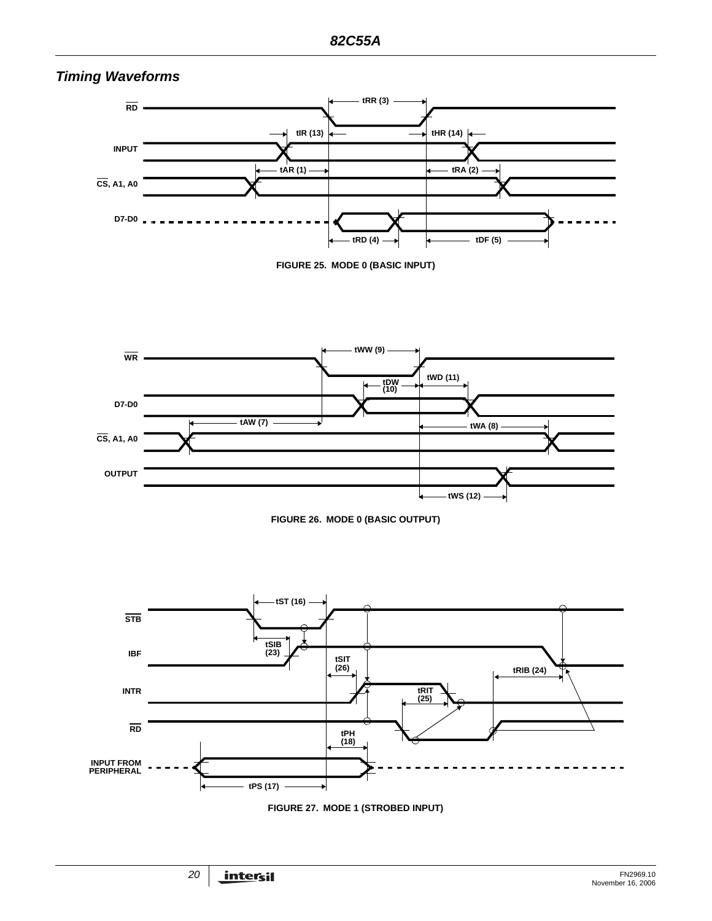## *Timing Waveforms*

FIGURE 25. MODE 0 (BASIC INPUT)

FIGURE 26. MODE 0 (BASIC OUTPUT)

FIGURE 27. MODE 1 (STROBED INPUT)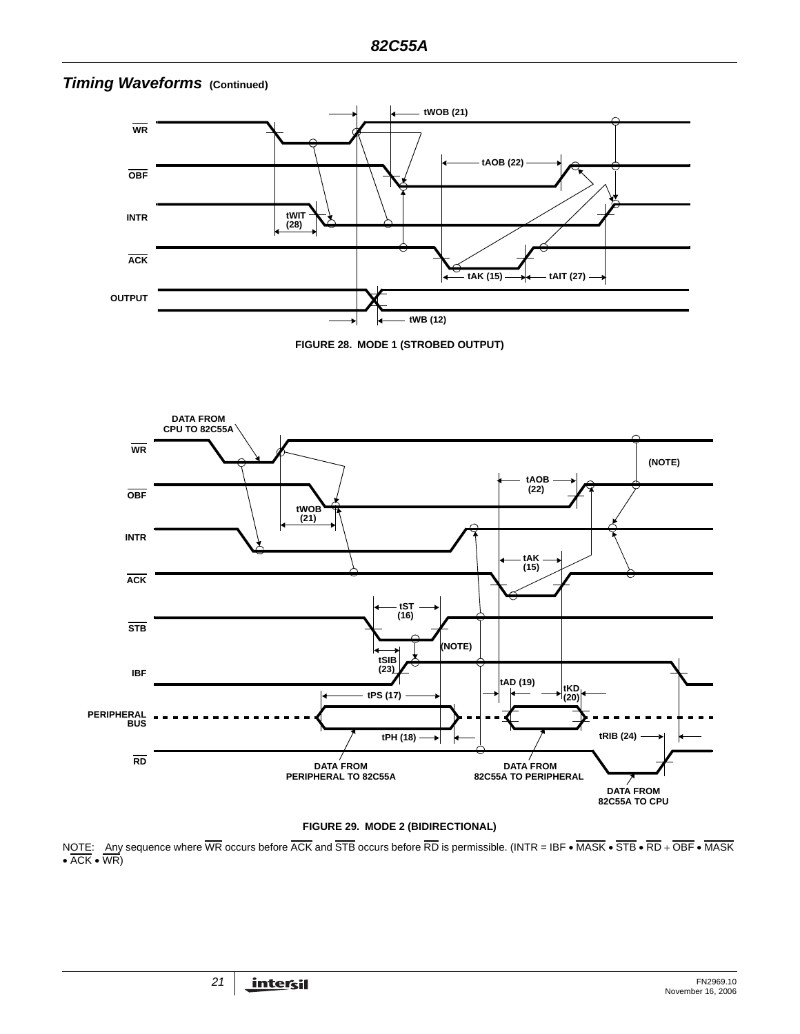## *Timing Waveforms* (Continued)

FIGURE 28. MODE 1 (STROBED OUTPUT)

FIGURE 29. MODE 2 (BIDIRECTIONAL)

NOTE: Any sequence where $\overline{WR}$ occurs before $\overline{ACK}$ and $\overline{STB}$ occurs before $\overline{RD}$ is permissible. (INTR = IBF • $\overline{MASK}$ • $\overline{STB}$ • $\overline{RD}$ + $\overline{OBF}$ • $\overline{MASK}$ • $\overline{ACK}$ • $\overline{WR}$)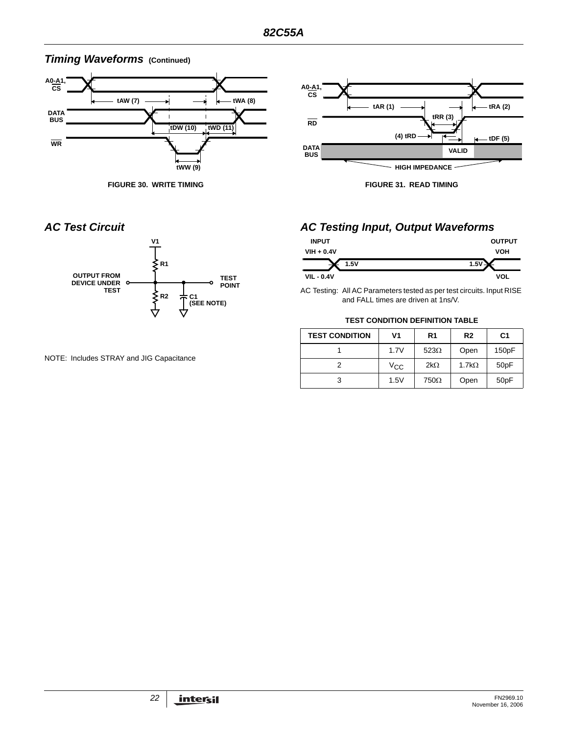## Timing Waveforms (Continued)

FIGURE 30. WRITE TIMING

FIGURE 31. READ TIMING

## AC Test Circuit

NOTE: Includes STRAY and JIG Capacitance

## AC Testing Input, Output Waveforms

AC Testing: All AC Parameters tested as per test circuits. Input RISE and FALL times are driven at 1ns/V.

**TEST CONDITION DEFINITION TABLE**

| TEST CONDITION | V1 | R1 | R2 | C1 |
|---|---|---|---|---|
| 1 | 1.7V | 523Ω | Open | 150pF |
| 2 | $V_{CC}$ | 2kΩ | 1.7kΩ | 50pF |
| 3 | 1.5V | 750Ω | Open | 50pF |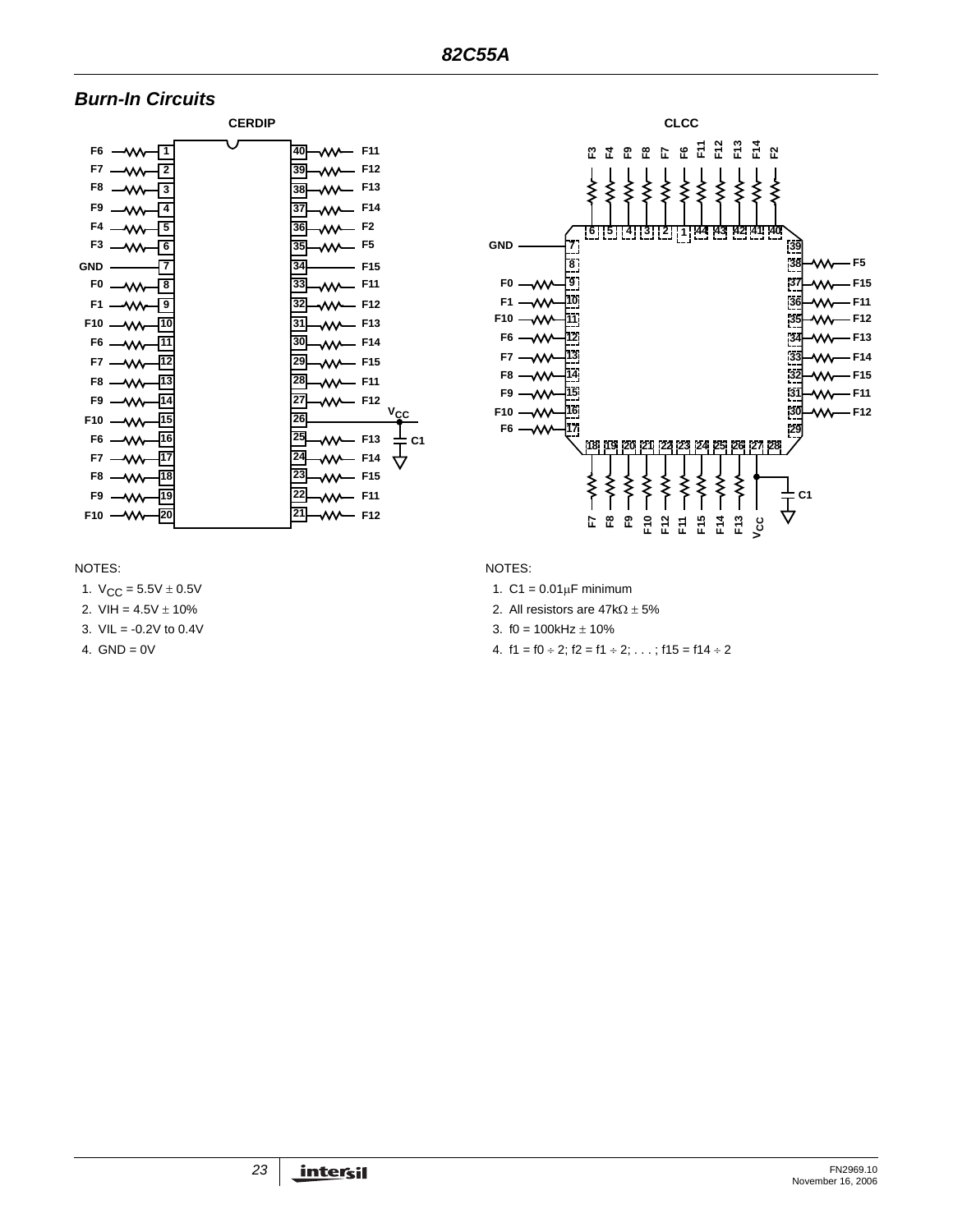## Burn-In Circuits

**CERDIP**

| Signal | Pin | Pin | Signal |
|---|---|---|---|
| F6 | 1 | 40 | F11 |
| F7 | 2 | 39 | F12 |
| F8 | 3 | 38 | F13 |
| F9 | 4 | 37 | F14 |
| F4 | 5 | 36 | F2 |
| F3 | 6 | 35 | F5 |
| GND | 7 | 34 | F15 |
| F0 | 8 | 33 | F11 |
| F1 | 9 | 32 | F12 |
| F10 | 10 | 31 | F13 |
| F6 | 11 | 30 | F14 |
| F7 | 12 | 29 | F15 |
| F8 | 13 | 28 | F11 |
| F9 | 14 | 27 | F12 |
| F10 | 15 | 26 | $V_{CC}$ (C1) |
| F6 | 16 | 25 | F13 |
| F7 | 17 | 24 | F14 |
| F8 | 18 | 23 | F15 |
| F9 | 19 | 22 | F11 |
| F10 | 20 | 21 | F12 |

NOTES:

1. $V_{CC}$ = 5.5V ± 0.5V
2. VIH = 4.5V ± 10%
3. VIL = -0.2V to 0.4V
4. GND = 0V

**CLCC**

| Pin | Signal | Pin | Signal |
|---|---|---|---|
| 1 | F11 | 23 | F11 |
| 2 | F7 | 24 | F15 |
| 3 | F8 | 25 | F14 |
| 4 | F9 | 26 | F13 |
| 5 | F4 | 27 | $V_{CC}$ (C1) |
| 6 | F3 | 28 | — |
| 7 | GND | 29 | — |
| 8 | — | 30 | F12 |
| 9 | F0 | 31 | F11 |
| 10 | F1 | 32 | F15 |
| 11 | F10 | 33 | F14 |
| 12 | F6 | 34 | F13 |
| 13 | F7 | 35 | F12 |
| 14 | F8 | 36 | F11 |
| 15 | F9 | 37 | F15 |
| 16 | F10 | 38 | F5 |
| 17 | F6 | 39 | — |
| 18 | F7 | 40 | F2 |
| 19 | F8 | 41 | F14 |
| 20 | F9 | 42 | F13 |
| 21 | F10 | 43 | F12 |
| 22 | F12 | 44 | F6 |

NOTES:

1. C1 = 0.01μF minimum
2. All resistors are 47kΩ ± 5%
3. f0 = 100kHz ± 10%
4. f1 = f0 ÷ 2; f2 = f1 ÷ 2; . . . ; f15 = f14 ÷ 2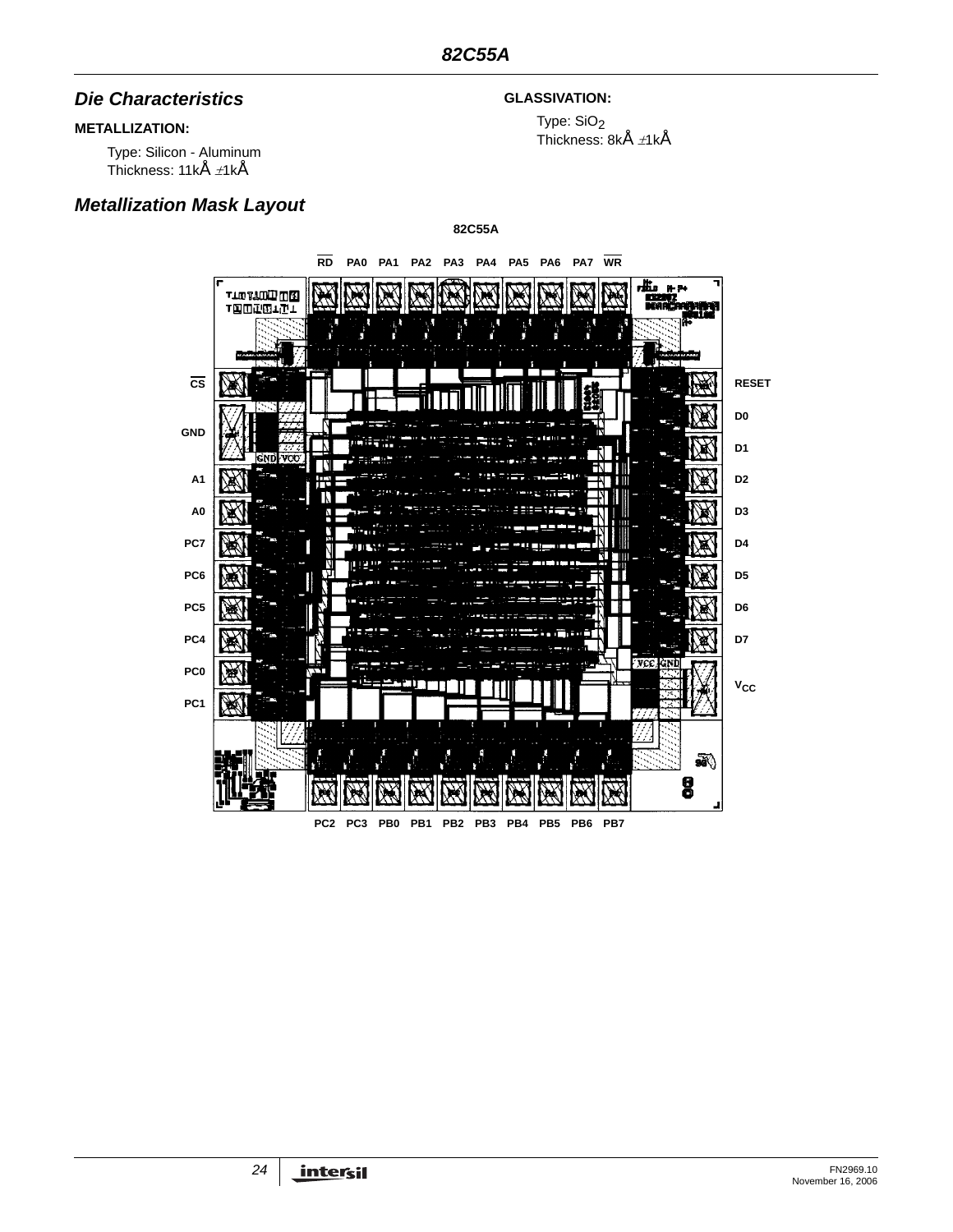## *Die Characteristics*

**METALLIZATION:**

Type: Silicon - Aluminum
Thickness: 11kÅ ±1kÅ

**GLASSIVATION:**

Type: $SiO_2$
Thickness: 8kÅ ±1kÅ

## *Metallization Mask Layout*

82C55A

RD PA0 PA1 PA2 PA3 PA4 PA5 PA6 PA7 WR

CS, GND, A1, A0, PC7, PC6, PC5, PC4, PC0, PC1

RESET, D0, D1, D2, D3, D4, D5, D6, D7, $V_{CC}$

PC2 PC3 PB0 PB1 PB2 PB3 PB4 PB5 PB6 PB7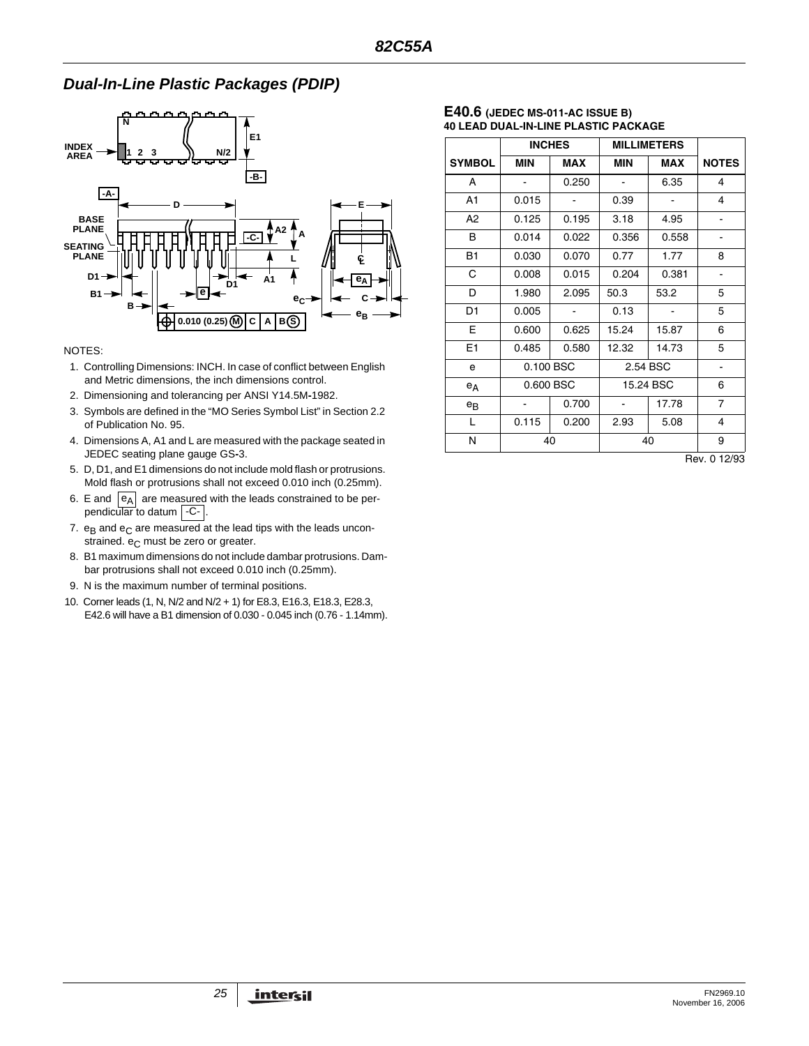## Dual-In-Line Plastic Packages (PDIP)

NOTES:

1. Controlling Dimensions: INCH. In case of conflict between English and Metric dimensions, the inch dimensions control.
2. Dimensioning and tolerancing per ANSI Y14.5M-1982.
3. Symbols are defined in the "MO Series Symbol List" in Section 2.2 of Publication No. 95.
4. Dimensions A, A1 and L are measured with the package seated in JEDEC seating plane gauge GS-3.
5. D, D1, and E1 dimensions do not include mold flash or protrusions. Mold flash or protrusions shall not exceed 0.010 inch (0.25mm).
6. E and $e_A$ are measured with the leads constrained to be perpendicular to datum -C- .
7. $e_B$ and $e_C$ are measured at the lead tips with the leads unconstrained. $e_C$ must be zero or greater.
8. B1 maximum dimensions do not include dambar protrusions. Dambar protrusions shall not exceed 0.010 inch (0.25mm).
9. N is the maximum number of terminal positions.
10. Corner leads (1, N, N/2 and N/2 + 1) for E8.3, E16.3, E18.3, E28.3, E42.6 will have a B1 dimension of 0.030 - 0.045 inch (0.76 - 1.14mm).

**E40.6** (JEDEC MS-011-AC ISSUE B)
**40 LEAD DUAL-IN-LINE PLASTIC PACKAGE**

| SYMBOL | INCHES | | MILLIMETERS | | NOTES |
|---|---|---|---|---|---|
| | MIN | MAX | MIN | MAX | |
| A | - | 0.250 | - | 6.35 | 4 |
| A1 | 0.015 | - | 0.39 | - | 4 |
| A2 | 0.125 | 0.195 | 3.18 | 4.95 | - |
| B | 0.014 | 0.022 | 0.356 | 0.558 | - |
| B1 | 0.030 | 0.070 | 0.77 | 1.77 | 8 |
| C | 0.008 | 0.015 | 0.204 | 0.381 | - |
| D | 1.980 | 2.095 | 50.3 | 53.2 | 5 |
| D1 | 0.005 | - | 0.13 | - | 5 |
| E | 0.600 | 0.625 | 15.24 | 15.87 | 6 |
| E1 | 0.485 | 0.580 | 12.32 | 14.73 | 5 |
| e | 0.100 BSC | | 2.54 BSC | | - |
| $e_A$ | 0.600 BSC | | 15.24 BSC | | 6 |
| $e_B$ | - | 0.700 | - | 17.78 | 7 |
| L | 0.115 | 0.200 | 2.93 | 5.08 | 4 |
| N | 40 | | 40 | | 9 |

Rev. 0 12/93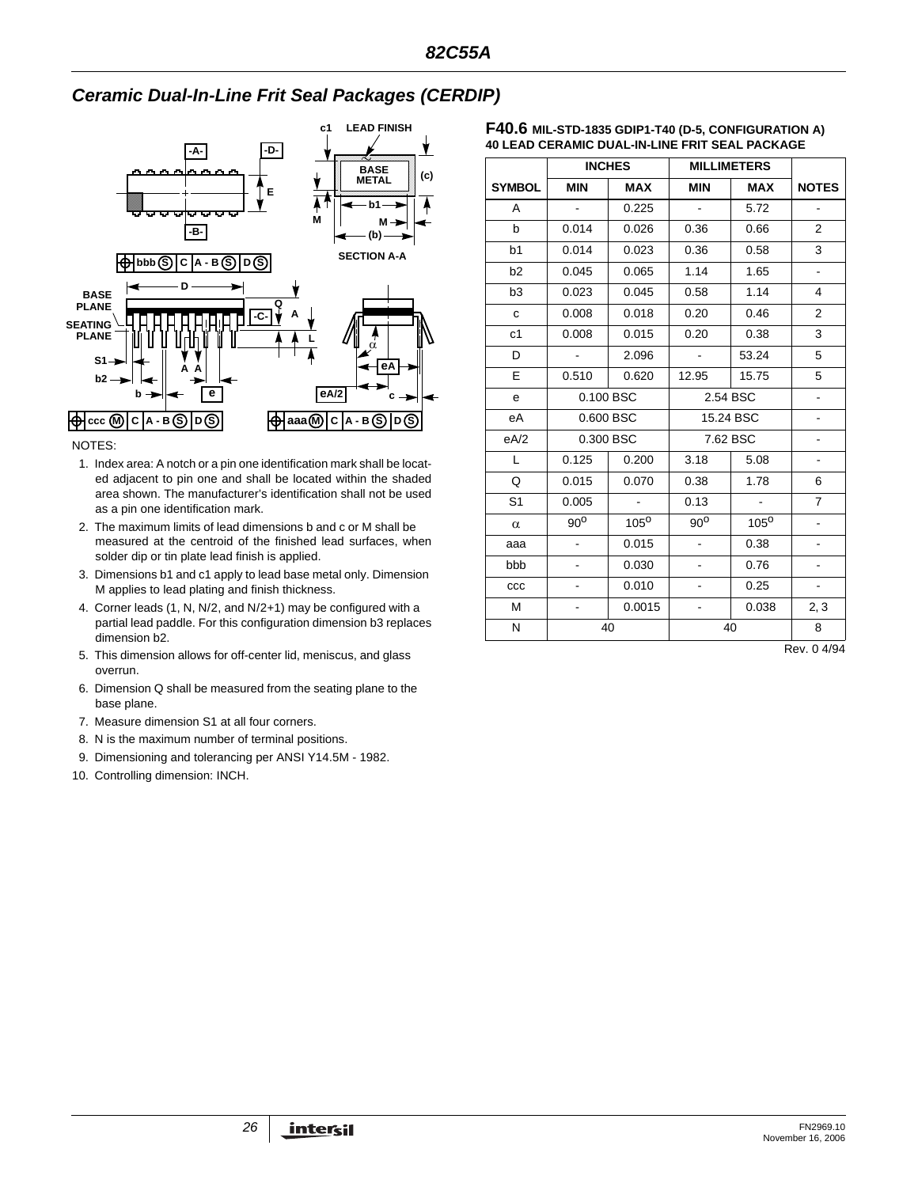## Ceramic Dual-In-Line Frit Seal Packages (CERDIP)

NOTES:

1. Index area: A notch or a pin one identification mark shall be located adjacent to pin one and shall be located within the shaded area shown. The manufacturer's identification shall not be used as a pin one identification mark.
2. The maximum limits of lead dimensions b and c or M shall be measured at the centroid of the finished lead surfaces, when solder dip or tin plate lead finish is applied.
3. Dimensions b1 and c1 apply to lead base metal only. Dimension M applies to lead plating and finish thickness.
4. Corner leads (1, N, N/2, and N/2+1) may be configured with a partial lead paddle. For this configuration dimension b3 replaces dimension b2.
5. This dimension allows for off-center lid, meniscus, and glass overrun.
6. Dimension Q shall be measured from the seating plane to the base plane.
7. Measure dimension S1 at all four corners.
8. N is the maximum number of terminal positions.
9. Dimensioning and tolerancing per ANSI Y14.5M - 1982.
10. Controlling dimension: INCH.

**F40.6** MIL-STD-1835 GDIP1-T40 (D-5, CONFIGURATION A)
40 LEAD CERAMIC DUAL-IN-LINE FRIT SEAL PACKAGE

| | INCHES | | MILLIMETERS | | |
|---|---|---|---|---|---|
| SYMBOL | MIN | MAX | MIN | MAX | NOTES |
| A | - | 0.225 | - | 5.72 | - |
| b | 0.014 | 0.026 | 0.36 | 0.66 | 2 |
| b1 | 0.014 | 0.023 | 0.36 | 0.58 | 3 |
| b2 | 0.045 | 0.065 | 1.14 | 1.65 | - |
| b3 | 0.023 | 0.045 | 0.58 | 1.14 | 4 |
| c | 0.008 | 0.018 | 0.20 | 0.46 | 2 |
| c1 | 0.008 | 0.015 | 0.20 | 0.38 | 3 |
| D | - | 2.096 | - | 53.24 | 5 |
| E | 0.510 | 0.620 | 12.95 | 15.75 | 5 |
| e | 0.100 BSC | | 2.54 BSC | | - |
| eA | 0.600 BSC | | 15.24 BSC | | - |
| eA/2 | 0.300 BSC | | 7.62 BSC | | - |
| L | 0.125 | 0.200 | 3.18 | 5.08 | - |
| Q | 0.015 | 0.070 | 0.38 | 1.78 | 6 |
| S1 | 0.005 | - | 0.13 | - | 7 |
| $\alpha$ | $90^o$ | $105^o$ | $90^o$ | $105^o$ | - |
| aaa | - | 0.015 | - | 0.38 | - |
| bbb | - | 0.030 | - | 0.76 | - |
| ccc | - | 0.010 | - | 0.25 | - |
| M | - | 0.0015 | - | 0.038 | 2, 3 |
| N | 40 | | 40 | | 8 |

Rev. 0 4/94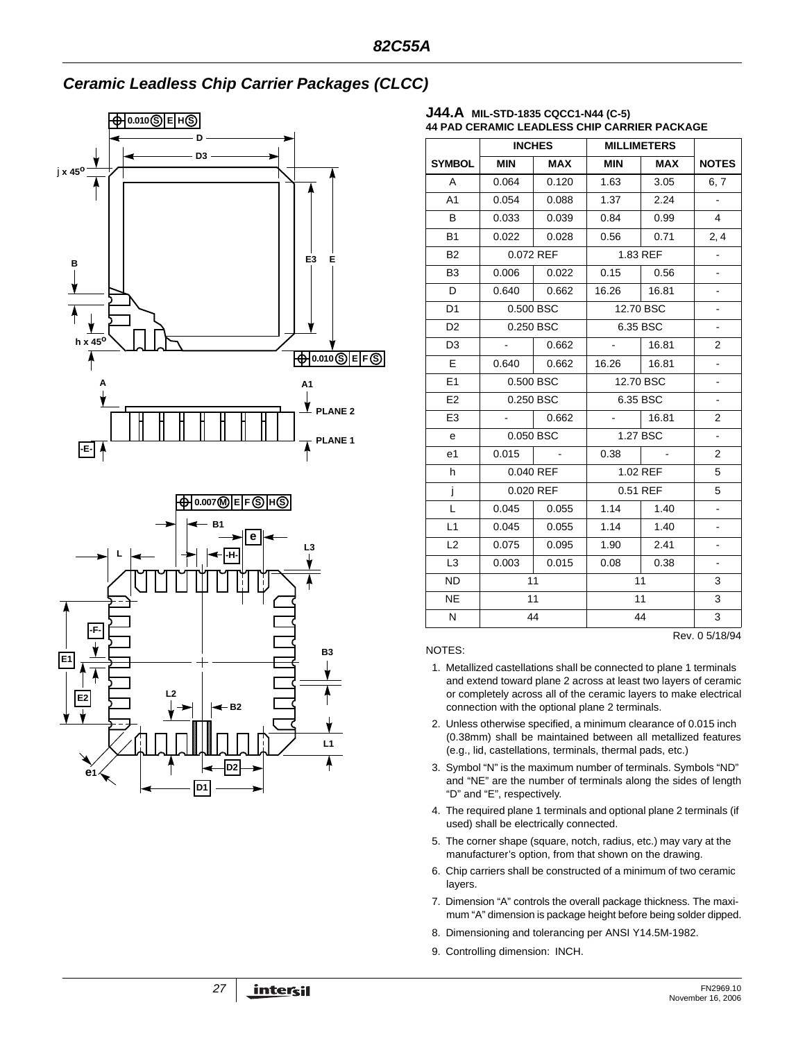## Ceramic Leadless Chip Carrier Packages (CLCC)

**J44.A** MIL-STD-1835 CQCC1-N44 (C-5)
**44 PAD CERAMIC LEADLESS CHIP CARRIER PACKAGE**

| SYMBOL | INCHES | | MILLIMETERS | | NOTES |
|---|---|---|---|---|---|
| | MIN | MAX | MIN | MAX | |
| A | 0.064 | 0.120 | 1.63 | 3.05 | 6, 7 |
| A1 | 0.054 | 0.088 | 1.37 | 2.24 | - |
| B | 0.033 | 0.039 | 0.84 | 0.99 | 4 |
| B1 | 0.022 | 0.028 | 0.56 | 0.71 | 2, 4 |
| B2 | 0.072 REF | | 1.83 REF | | - |
| B3 | 0.006 | 0.022 | 0.15 | 0.56 | - |
| D | 0.640 | 0.662 | 16.26 | 16.81 | - |
| D1 | 0.500 BSC | | 12.70 BSC | | - |
| D2 | 0.250 BSC | | 6.35 BSC | | - |
| D3 | - | 0.662 | - | 16.81 | 2 |
| E | 0.640 | 0.662 | 16.26 | 16.81 | - |
| E1 | 0.500 BSC | | 12.70 BSC | | - |
| E2 | 0.250 BSC | | 6.35 BSC | | - |
| E3 | - | 0.662 | - | 16.81 | 2 |
| e | 0.050 BSC | | 1.27 BSC | | - |
| e1 | 0.015 | - | 0.38 | - | 2 |
| h | 0.040 REF | | 1.02 REF | | 5 |
| j | 0.020 REF | | 0.51 REF | | 5 |
| L | 0.045 | 0.055 | 1.14 | 1.40 | - |
| L1 | 0.045 | 0.055 | 1.14 | 1.40 | - |
| L2 | 0.075 | 0.095 | 1.90 | 2.41 | - |
| L3 | 0.003 | 0.015 | 0.08 | 0.38 | - |
| ND | 11 | | 11 | | 3 |
| NE | 11 | | 11 | | 3 |
| N | 44 | | 44 | | 3 |

Rev. 0 5/18/94

NOTES:

1. Metallized castellations shall be connected to plane 1 terminals and extend toward plane 2 across at least two layers of ceramic or completely across all of the ceramic layers to make electrical connection with the optional plane 2 terminals.
2. Unless otherwise specified, a minimum clearance of 0.015 inch (0.38mm) shall be maintained between all metallized features (e.g., lid, castellations, terminals, thermal pads, etc.)
3. Symbol "N" is the maximum number of terminals. Symbols "ND" and "NE" are the number of terminals along the sides of length "D" and "E", respectively.
4. The required plane 1 terminals and optional plane 2 terminals (if used) shall be electrically connected.
5. The corner shape (square, notch, radius, etc.) may vary at the manufacturer's option, from that shown on the drawing.
6. Chip carriers shall be constructed of a minimum of two ceramic layers.
7. Dimension "A" controls the overall package thickness. The maximum "A" dimension is package height before being solder dipped.
8. Dimensioning and tolerancing per ANSI Y14.5M-1982.
9. Controlling dimension: INCH.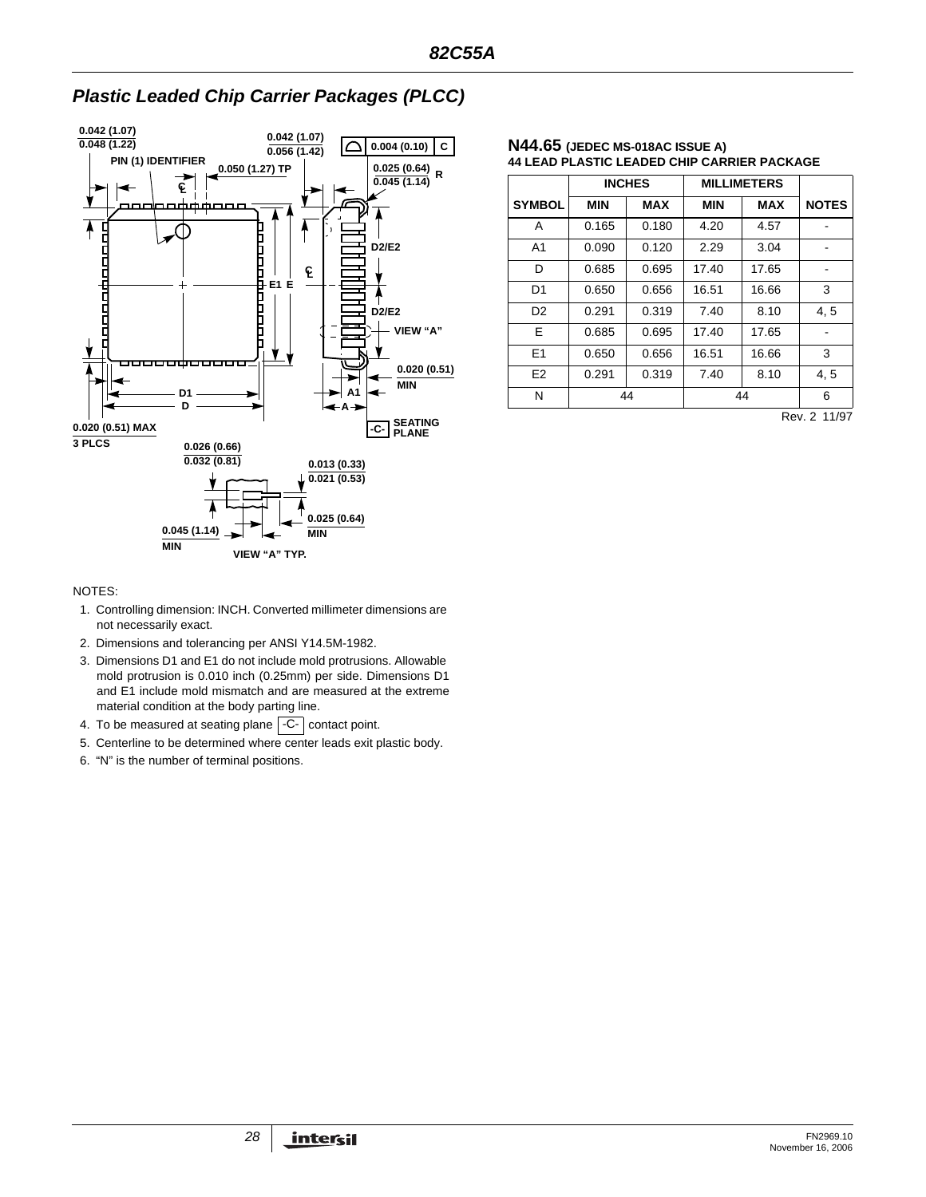## Plastic Leaded Chip Carrier Packages (PLCC)

**N44.65** (JEDEC MS-018AC ISSUE A)
**44 LEAD PLASTIC LEADED CHIP CARRIER PACKAGE**

| SYMBOL | INCHES MIN | INCHES MAX | MILLIMETERS MIN | MILLIMETERS MAX | NOTES |
|---|---|---|---|---|---|
| A | 0.165 | 0.180 | 4.20 | 4.57 | - |
| A1 | 0.090 | 0.120 | 2.29 | 3.04 | - |
| D | 0.685 | 0.695 | 17.40 | 17.65 | - |
| D1 | 0.650 | 0.656 | 16.51 | 16.66 | 3 |
| D2 | 0.291 | 0.319 | 7.40 | 8.10 | 4, 5 |
| E | 0.685 | 0.695 | 17.40 | 17.65 | - |
| E1 | 0.650 | 0.656 | 16.51 | 16.66 | 3 |
| E2 | 0.291 | 0.319 | 7.40 | 8.10 | 4, 5 |
| N | 44 | | 44 | | 6 |

Rev. 2 11/97

NOTES:

1. Controlling dimension: INCH. Converted millimeter dimensions are not necessarily exact.
2. Dimensions and tolerancing per ANSI Y14.5M-1982.
3. Dimensions D1 and E1 do not include mold protrusions. Allowable mold protrusion is 0.010 inch (0.25mm) per side. Dimensions D1 and E1 include mold mismatch and are measured at the extreme material condition at the body parting line.
4. To be measured at seating plane -C- contact point.
5. Centerline to be determined where center leads exit plastic body.
6. "N" is the number of terminal positions.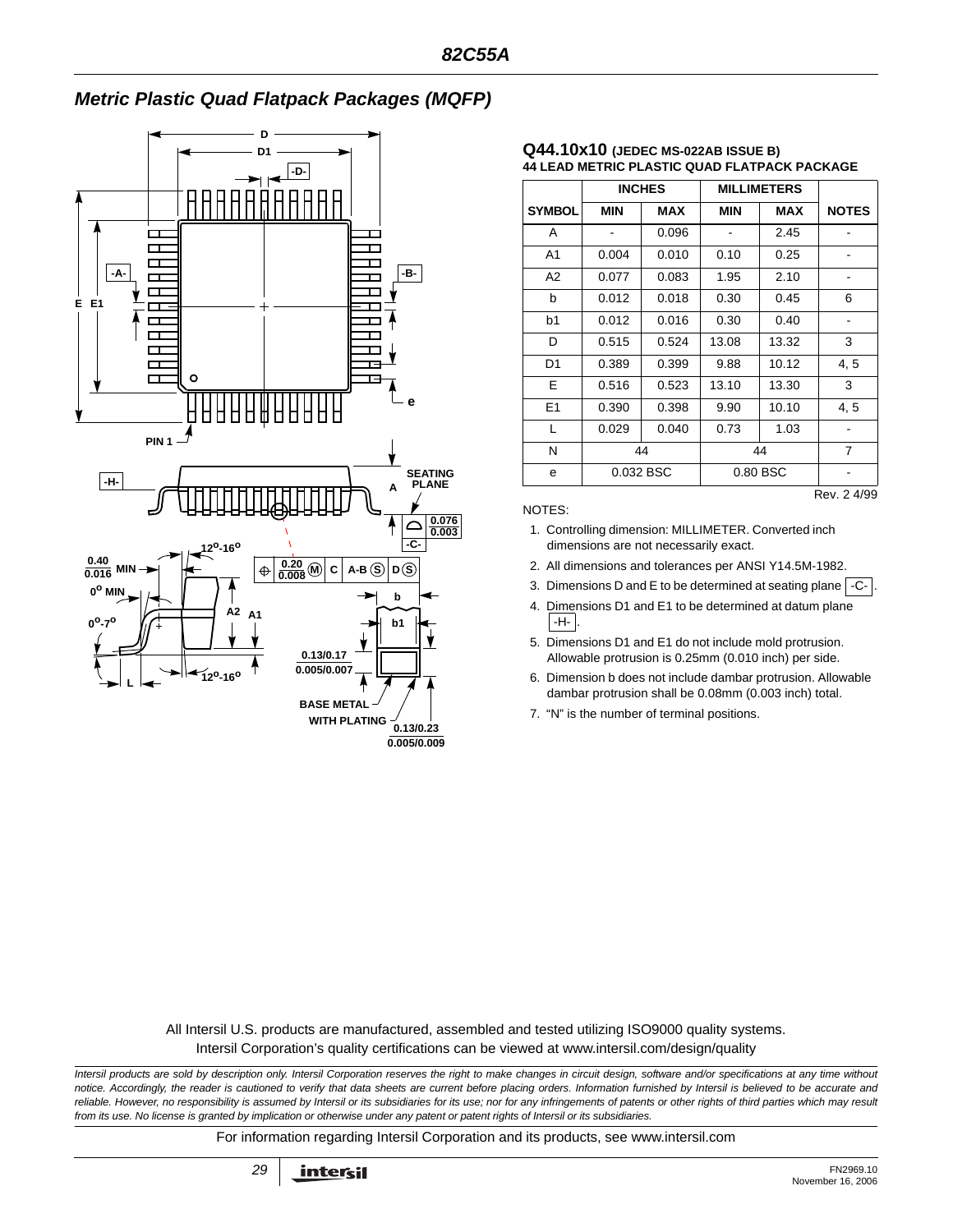## Metric Plastic Quad Flatpack Packages (MQFP)

D
D1
-D-
-A-
-B-
E E1
e
PIN 1
-H-
SEATING PLANE
A
0.076
0.003
-C-
12°-16°
0.40
0.016 MIN
0° MIN
0°-7°
L
A2 A1
12°-16°
0.20
0.008 (M) C A-B (S) D (S)
b
b1
0.13/0.17
0.005/0.007
BASE METAL WITH PLATING
0.13/0.23
0.005/0.009

**Q44.10x10** (JEDEC MS-022AB ISSUE B)
**44 LEAD METRIC PLASTIC QUAD FLATPACK PACKAGE**

| | INCHES | | MILLIMETERS | | |
|---|---|---|---|---|---|
| SYMBOL | MIN | MAX | MIN | MAX | NOTES |
| A | - | 0.096 | - | 2.45 | - |
| A1 | 0.004 | 0.010 | 0.10 | 0.25 | - |
| A2 | 0.077 | 0.083 | 1.95 | 2.10 | - |
| b | 0.012 | 0.018 | 0.30 | 0.45 | 6 |
| b1 | 0.012 | 0.016 | 0.30 | 0.40 | - |
| D | 0.515 | 0.524 | 13.08 | 13.32 | 3 |
| D1 | 0.389 | 0.399 | 9.88 | 10.12 | 4, 5 |
| E | 0.516 | 0.523 | 13.10 | 13.30 | 3 |
| E1 | 0.390 | 0.398 | 9.90 | 10.10 | 4, 5 |
| L | 0.029 | 0.040 | 0.73 | 1.03 | - |
| N | 44 | | 44 | | 7 |
| e | 0.032 BSC | | 0.80 BSC | | - |

Rev. 2 4/99

NOTES:

1. Controlling dimension: MILLIMETER. Converted inch dimensions are not necessarily exact.
2. All dimensions and tolerances per ANSI Y14.5M-1982.
3. Dimensions D and E to be determined at seating plane -C- .
4. Dimensions D1 and E1 to be determined at datum plane -H- .
5. Dimensions D1 and E1 do not include mold protrusion. Allowable protrusion is 0.25mm (0.010 inch) per side.
6. Dimension b does not include dambar protrusion. Allowable dambar protrusion shall be 0.08mm (0.003 inch) total.
7. "N" is the number of terminal positions.

All Intersil U.S. products are manufactured, assembled and tested utilizing ISO9000 quality systems.
Intersil Corporation's quality certifications can be viewed at www.intersil.com/design/quality

*Intersil products are sold by description only. Intersil Corporation reserves the right to make changes in circuit design, software and/or specifications at any time without notice. Accordingly, the reader is cautioned to verify that data sheets are current before placing orders. Information furnished by Intersil is believed to be accurate and reliable. However, no responsibility is assumed by Intersil or its subsidiaries for its use; nor for any infringements of patents or other rights of third parties which may result from its use. No license is granted by implication or otherwise under any patent or patent rights of Intersil or its subsidiaries.*

For information regarding Intersil Corporation and its products, see www.intersil.com